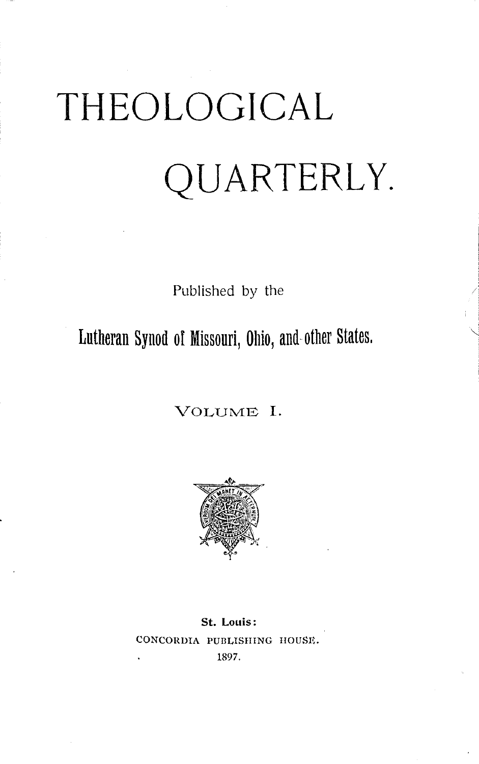# THEOLOGICAL

# QUARTERLY.

Published by the

Lutheran Synod of Missouri, Ohio, and other States.

VOLUME I.

St. Louis:

CONCORDIA PUBLISHING HOUSE.

1897.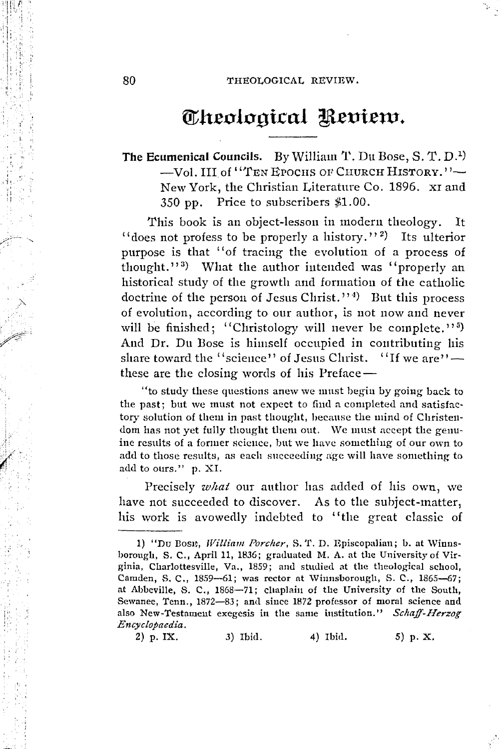# Theological Review.

**The Ecumenical Councils.** By William T. Du Bose, S. T. D.[1] —Vol. III of "TEN EPOCHS OF CHURCH HISTORY."— New York, the Christian Literature Co. 1896. XI and 350 pp. Price to subscribers $1.00.

This book is an object-lesson in modern theology. It "does not profess to be properly a history."[2] Its ulterior purpose is that "of tracing the evolution of a process of thought."[3] What the author intended was "properly an historical study of the growth and formation of the catholic doctrine of the person of Jesus Christ."[4] But this process of evolution, according to our author, is not now and never will be finished; "Christology will never be complete."[5] And Dr. Du Bose is himself occupied in contributing his share toward the "science" of Jesus Christ. "If we are"—these are the closing words of his Preface—

> "to study these questions anew we must begin by going back to the past; but we must not expect to find a completed and satisfactory solution of them in past thought, because the mind of Christendom has not yet fully thought them out. We must accept the genuine results of a former science, but we have something of our own to add to those results, as each succeeding age will have something to add to ours." p. XI.

Precisely *what* our author has added of his own, we have not succeeded to discover. As to the subject-matter, his work is avowedly indebted to "the great classic of

---

1) "Du Bose, *William Porcher*, S. T. D. Episcopalian; b. at Winnsborough, S. C., April 11, 1836; graduated M. A. at the University of Virginia, Charlottesville, Va., 1859; and studied at the theological school, Camden, S. C., 1859—61; was rector at Winnsborough, S. C., 1865—67; at Abbeville, S. C., 1868—71; chaplain of the University of the South, Sewanee, Tenn., 1872—83; and since 1872 professor of moral science and also New-Testament exegesis in the same institution." *Schaff-Herzog Encyclopaedia.*

2) p. IX. 3) Ibid. 4) Ibid. 5) p. X.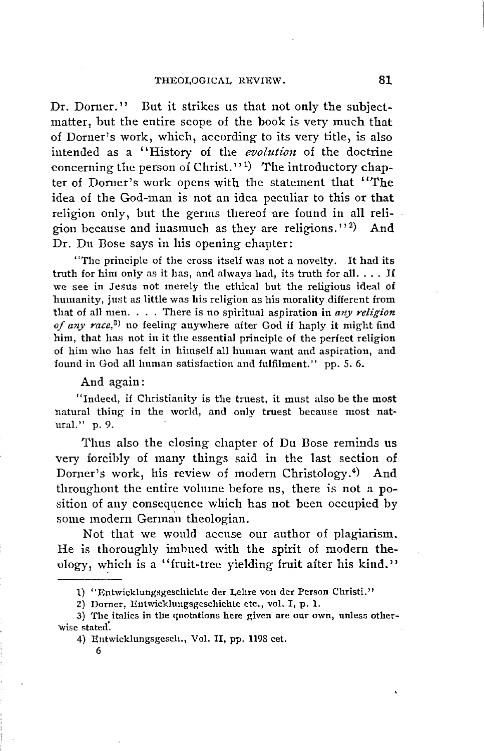Dr. Dorner." But it strikes us that not only the subject-matter, but the entire scope of the book is very much that of Dorner's work, which, according to its very title, is also intended as a "History of the *evolution* of the doctrine concerning the person of Christ."[1] The introductory chapter of Dorner's work opens with the statement that "The idea of the God-man is not an idea peculiar to this or that religion only, but the germs thereof are found in all religion because and inasmuch as they are religions."[2] And Dr. Du Bose says in his opening chapter:

> "The principle of the cross itself was not a novelty. It had its truth for him only as it has, and always had, its truth for all. . . . If we see in Jesus not merely the ethical but the religious ideal of humanity, just as little was his religion as his morality different from that of all men. . . . There is no spiritual aspiration in *any religion of any race*,[3] no feeling anywhere after God if haply it might find him, that has not in it the essential principle of the perfect religion of him who has felt in himself all human want and aspiration, and found in God all human satisfaction and fulfilment." pp. 5. 6.

And again:

> "Indeed, if Christianity is the truest, it must also be the most natural thing in the world, and only truest because most natural." p. 9.

Thus also the closing chapter of Du Bose reminds us very forcibly of many things said in the last section of Dorner's work, his review of modern Christology.[4] And throughout the entire volume before us, there is not a position of any consequence which has not been occupied by some modern German theologian.

Not that we would accuse our author of plagiarism. He is thoroughly imbued with the spirit of modern theology, which is a "fruit-tree yielding fruit after his kind."

---

1) "Entwicklungsgeschichte der Lehre von der Person Christi."

2) Dorner, Entwicklungsgeschichte etc., vol. I, p. 1.

3) The italics in the quotations here given are our own, unless otherwise stated.

4) Entwicklungsgesch., Vol. II, pp. 1198 cet.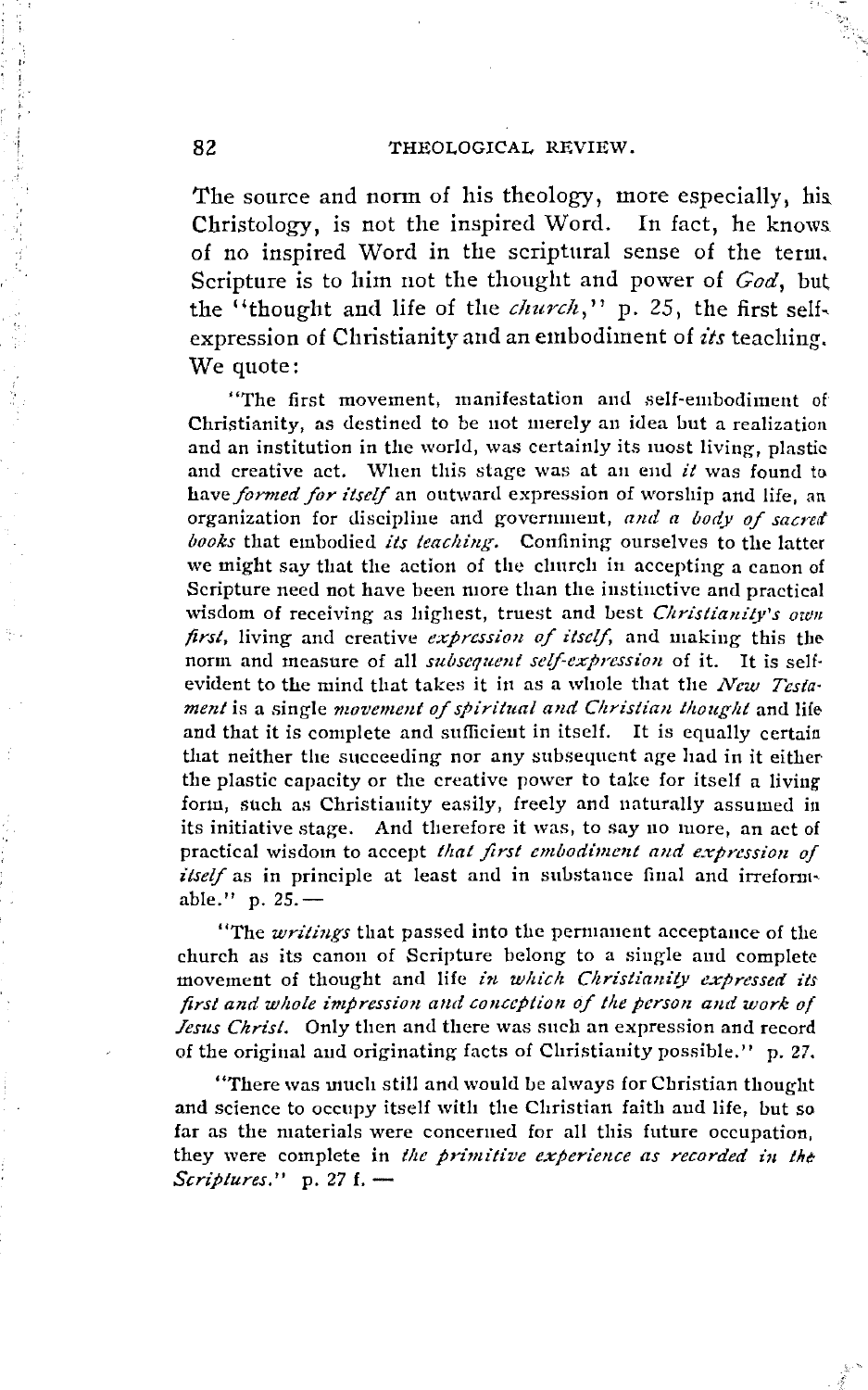The source and norm of his theology, more especially, his Christology, is not the inspired Word. In fact, he knows of no inspired Word in the scriptural sense of the term. Scripture is to him not the thought and power of *God*, but the "thought and life of the *church*," p. 25, the first self-expression of Christianity and an embodiment of *its* teaching. We quote:

> "The first movement, manifestation and self-embodiment of Christianity, as destined to be not merely an idea but a realization and an institution in the world, was certainly its most living, plastic and creative act. When this stage was at an end *it* was found to have *formed for itself* an outward expression of worship and life, an organization for discipline and government, *and a body of sacred books* that embodied *its teaching*. Confining ourselves to the latter we might say that the action of the church in accepting a canon of Scripture need not have been more than the instinctive and practical wisdom of receiving as highest, truest and best *Christianity's own first*, living and creative *expression of itself*, and making this the norm and measure of all *subsequent self-expression* of it. It is self-evident to the mind that takes it in as a whole that the *New Testament* is a single *movement of spiritual and Christian thought* and life and that it is complete and sufficient in itself. It is equally certain that neither the succeeding nor any subsequent age had in it either the plastic capacity or the creative power to take for itself a living form, such as Christianity easily, freely and naturally assumed in its initiative stage. And therefore it was, to say no more, an act of practical wisdom to accept *that first embodiment and expression of itself* as in principle at least and in substance final and irreformable." p. 25.—

> "The *writings* that passed into the permanent acceptance of the church as its canon of Scripture belong to a single and complete movement of thought and life *in which Christianity expressed its first and whole impression and conception of the person and work of Jesus Christ*. Only then and there was such an expression and record of the original and originating facts of Christianity possible." p. 27.

> "There was much still and would be always for Christian thought and science to occupy itself with the Christian faith and life, but so far as the materials were concerned for all this future occupation, they were complete in *the primitive experience as recorded in the Scriptures*." p. 27 f. —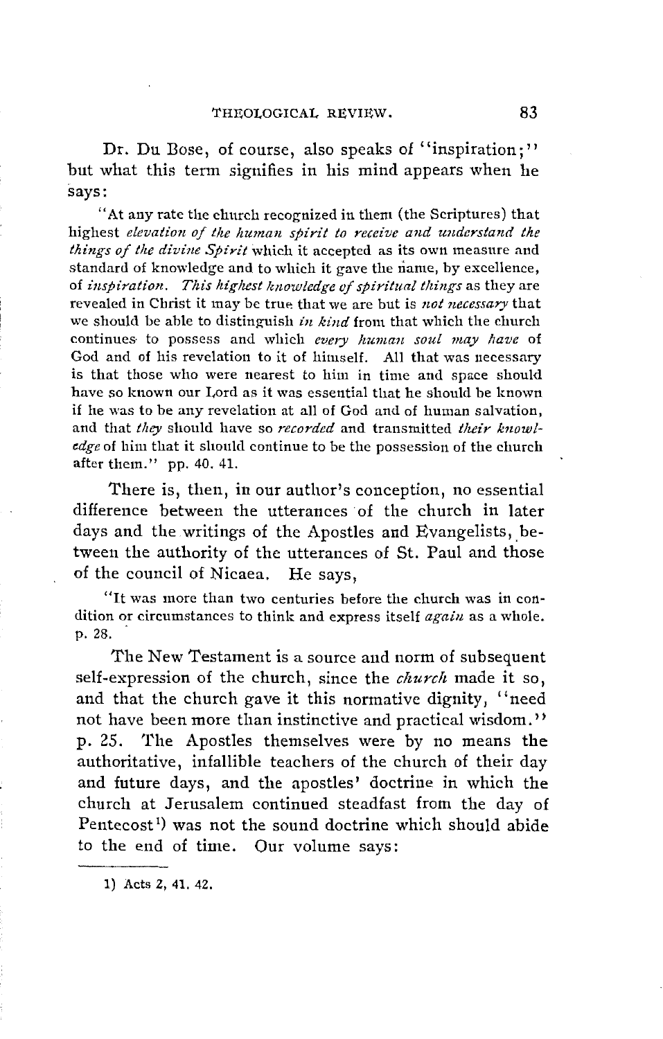Dr. Du Bose, of course, also speaks of "inspiration;" but what this term signifies in his mind appears when he says:

> "At any rate the church recognized in them (the Scriptures) that highest *elevation of the human spirit to receive and understand the things of the divine Spirit* which it accepted as its own measure and standard of knowledge and to which it gave the name, by excellence, of *inspiration*. *This highest knowledge of spiritual things* as they are revealed in Christ it may be true that we are but is *not necessary* that we should be able to distinguish *in kind* from that which the church continues to possess and which *every human soul may have* of God and of his revelation to it of himself. All that was necessary is that those who were nearest to him in time and space should have so known our Lord as it was essential that he should be known if he was to be any revelation at all of God and of human salvation, and that *they* should have so *recorded* and transmitted *their knowledge* of him that it should continue to be the possession of the church after them." pp. 40. 41.

There is, then, in our author's conception, no essential difference between the utterances of the church in later days and the writings of the Apostles and Evangelists, between the authority of the utterances of St. Paul and those of the council of Nicaea. He says,

> "It was more than two centuries before the church was in condition or circumstances to think and express itself *again* as a whole. p. 28.

The New Testament is a source and norm of subsequent self-expression of the church, since the *church* made it so, and that the church gave it this normative dignity, "need not have been more than instinctive and practical wisdom." p. 25. The Apostles themselves were by no means the authoritative, infallible teachers of the church of their day and future days, and the apostles' doctrine in which the church at Jerusalem continued steadfast from the day of Pentecost[1]) was not the sound doctrine which should abide to the end of time. Our volume says:

---

1) Acts 2, 41. 42.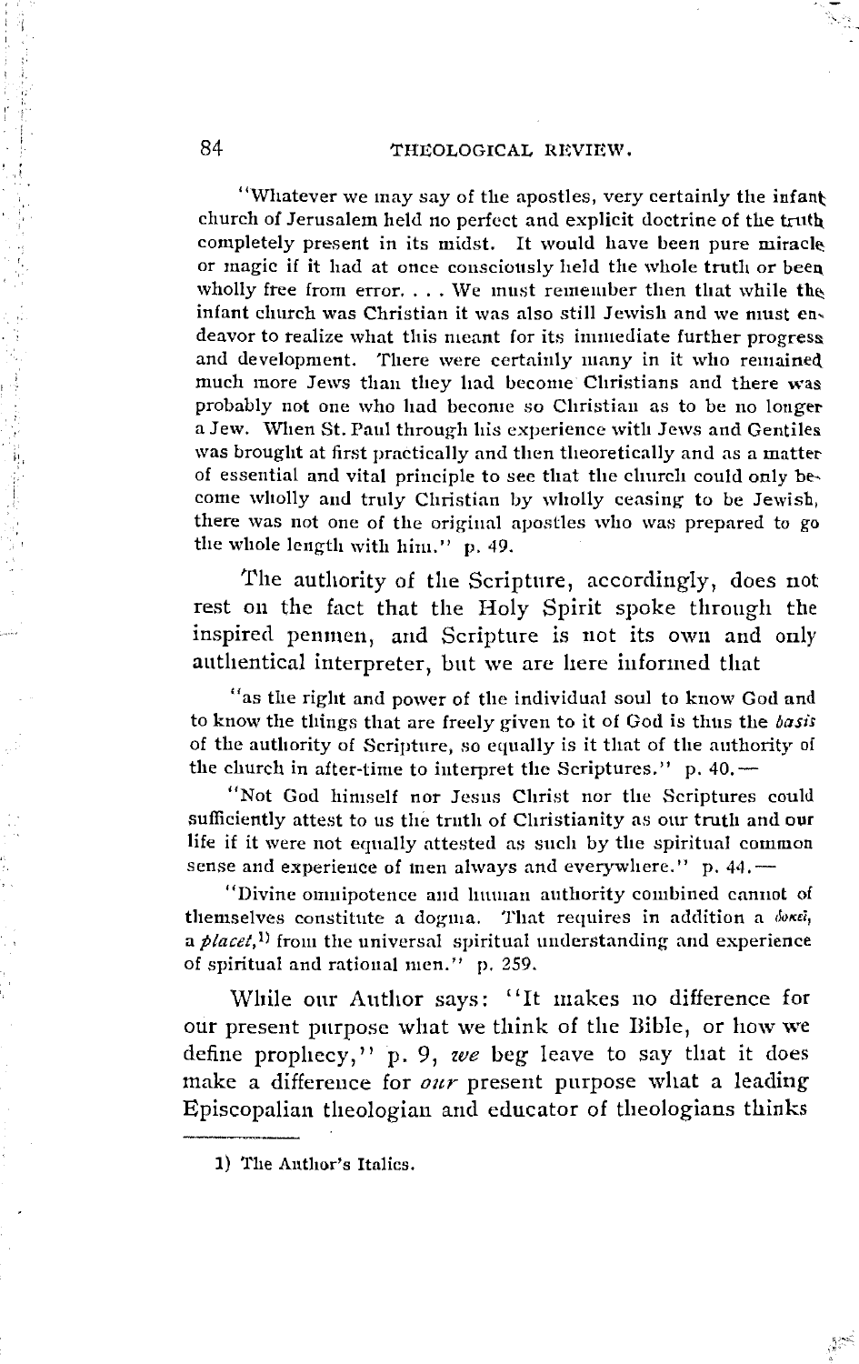"Whatever we may say of the apostles, very certainly the infant church of Jerusalem held no perfect and explicit doctrine of the truth completely present in its midst. It would have been pure miracle or magic if it had at once consciously held the whole truth or been wholly free from error. . . . We must remember then that while the infant church was Christian it was also still Jewish and we must endeavor to realize what this meant for its immediate further progress and development. There were certainly many in it who remained much more Jews than they had become Christians and there was probably not one who had become so Christian as to be no longer a Jew. When St. Paul through his experience with Jews and Gentiles was brought at first practically and then theoretically and as a matter of essential and vital principle to see that the church could only become wholly and truly Christian by wholly ceasing to be Jewish, there was not one of the original apostles who was prepared to go the whole length with him." p. 49.

The authority of the Scripture, accordingly, does not rest on the fact that the Holy Spirit spoke through the inspired penmen, and Scripture is not its own and only authentical interpreter, but we are here informed that

"as the right and power of the individual soul to know God and to know the things that are freely given to it of God is thus the *basis* of the authority of Scripture, so equally is it that of the authority of the church in after-time to interpret the Scriptures." p. 40.—

"Not God himself nor Jesus Christ nor the Scriptures could sufficiently attest to us the truth of Christianity as our truth and our life if it were not equally attested as such by the spiritual common sense and experience of men always and everywhere." p. 44.—

"Divine omnipotence and human authority combined cannot of themselves constitute a dogma. That requires in addition a *δοκεῖ*, a *placet*,[1] from the universal spiritual understanding and experience of spiritual and rational men." p. 259.

While our Author says: "It makes no difference for our present purpose what we think of the Bible, or how we define prophecy," p. 9, *we* beg leave to say that it does make a difference for *our* present purpose what a leading Episcopalian theologian and educator of theologians thinks

1) The Author's Italics.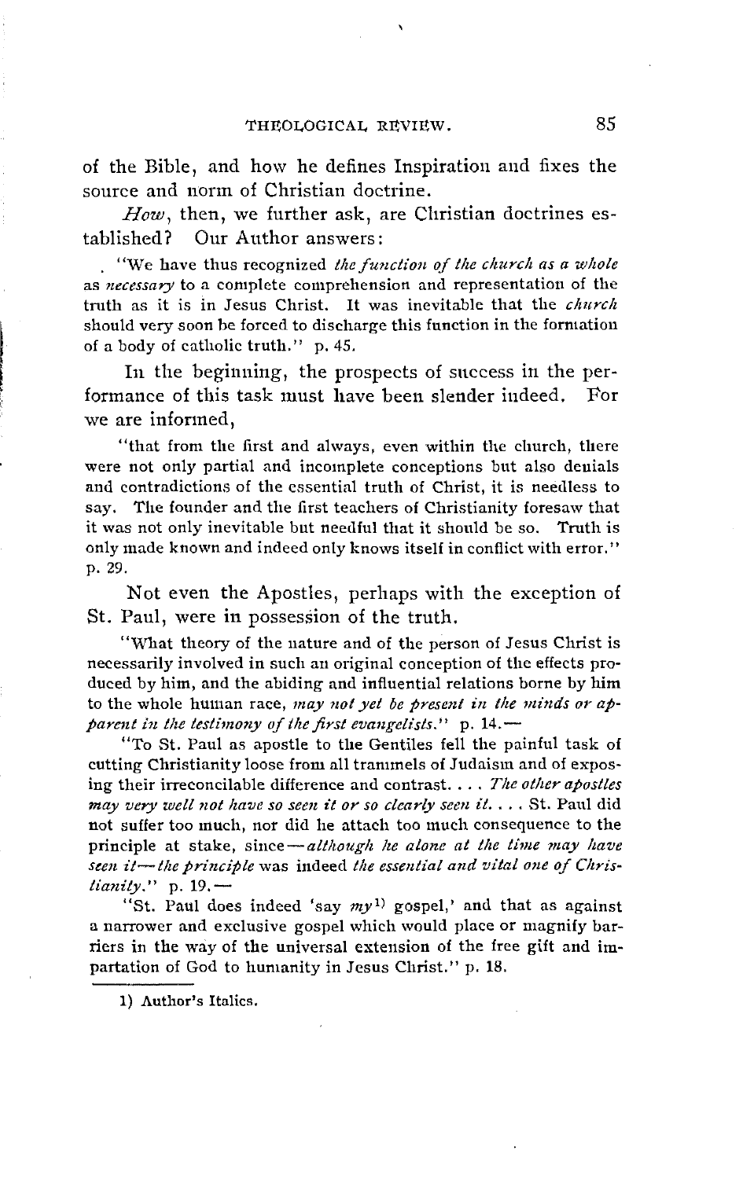of the Bible, and how he defines Inspiration and fixes the source and norm of Christian doctrine.

*How*, then, we further ask, are Christian doctrines established? Our Author answers:

> "We have thus recognized *the function of the church as a whole* as *necessary* to a complete comprehension and representation of the truth as it is in Jesus Christ. It was inevitable that the *church* should very soon be forced to discharge this function in the formation of a body of catholic truth." p. 45.

In the beginning, the prospects of success in the performance of this task must have been slender indeed. For we are informed,

> "that from the first and always, even within the church, there were not only partial and incomplete conceptions but also denials and contradictions of the essential truth of Christ, it is needless to say. The founder and the first teachers of Christianity foresaw that it was not only inevitable but needful that it should be so. Truth is only made known and indeed only knows itself in conflict with error." p. 29.

Not even the Apostles, perhaps with the exception of St. Paul, were in possession of the truth.

> "What theory of the nature and of the person of Jesus Christ is necessarily involved in such an original conception of the effects produced by him, and the abiding and influential relations borne by him to the whole human race, *may not yet be present in the minds or apparent in the testimony of the first evangelists.*" p. 14.—
>
> "To St. Paul as apostle to the Gentiles fell the painful task of cutting Christianity loose from all trammels of Judaism and of exposing their irreconcilable difference and contrast. . . . *The other apostles may very well not have so seen it or so clearly seen it.* . . . St. Paul did not suffer too much, nor did he attach too much consequence to the principle at stake, since—*although he alone at the time may have seen it—the principle* was indeed *the essential and vital one of Christianity.*" p. 19.—
>
> "St. Paul does indeed 'say *my*[1] gospel,' and that as against a narrower and exclusive gospel which would place or magnify barriers in the way of the universal extension of the free gift and impartation of God to humanity in Jesus Christ." p. 18.

---

1) Author's Italics.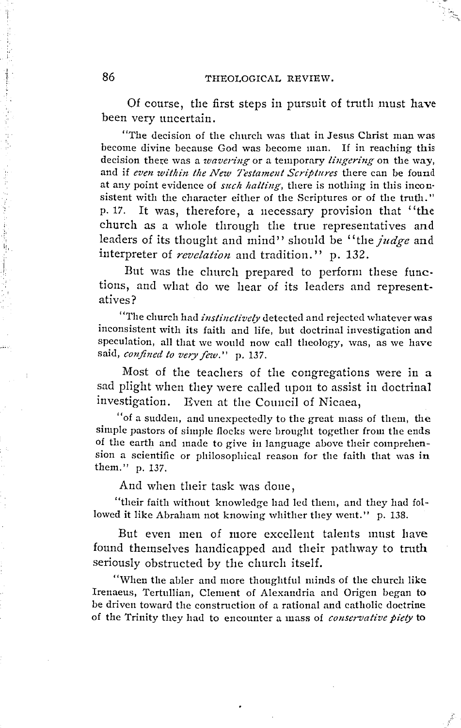Of course, the first steps in pursuit of truth must have been very uncertain.

> "The decision of the church was that in Jesus Christ man was become divine because God was become man. If in reaching this decision there was a *wavering* or a temporary *lingering* on the way, and if *even within the New Testament Scriptures* there can be found at any point evidence of *such halting*, there is nothing in this inconsistent with the character either of the Scriptures or of the truth." p. 17.

It was, therefore, a necessary provision that "the church as a whole through the true representatives and leaders of its thought and mind" should be "the *judge* and interpreter of *revelation* and tradition." p. 132.

But was the church prepared to perform these functions, and what do we hear of its leaders and representatives?

> "The church had *instinctively* detected and rejected whatever was inconsistent with its faith and life, but doctrinal investigation and speculation, all that we would now call theology, was, as we have said, *confined to very few*." p. 137.

Most of the teachers of the congregations were in a sad plight when they were called upon to assist in doctrinal investigation. Even at the Council of Nicaea,

> "of a sudden, and unexpectedly to the great mass of them, the simple pastors of simple flocks were brought together from the ends of the earth and made to give in language above their comprehension a scientific or philosophical reason for the faith that was in them." p. 137.

And when their task was done,

> "their faith without knowledge had led them, and they had followed it like Abraham not knowing whither they went." p. 138.

But even men of more excellent talents must have found themselves handicapped and their pathway to truth seriously obstructed by the church itself.

> "When the abler and more thoughtful minds of the church like Irenaeus, Tertullian, Clement of Alexandria and Origen began to be driven toward the construction of a rational and catholic doctrine of the Trinity they had to encounter a mass of *conservative piety* to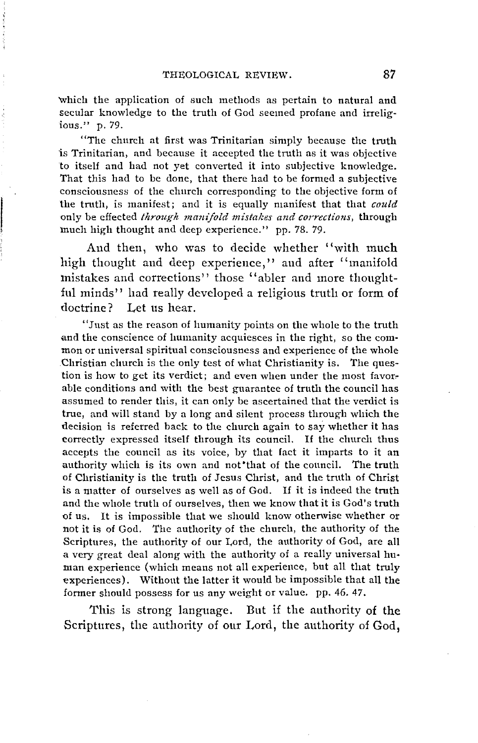which the application of such methods as pertain to natural and secular knowledge to the truth of God seemed profane and irreligious." p. 79.

"The church at first was Trinitarian simply because the truth is Trinitarian, and because it accepted the truth as it was objective to itself and had not yet converted it into subjective knowledge. That this had to be done, that there had to be formed a subjective consciousness of the church corresponding to the objective form of the truth, is manifest; and it is equally manifest that that *could* only be effected *through manifold mistakes and corrections*, through much high thought and deep experience." pp. 78. 79.

And then, who was to decide whether "with much high thought and deep experience," and after "manifold mistakes and corrections" those "abler and more thoughtful minds" had really developed a religious truth or form of doctrine? Let us hear.

"Just as the reason of humanity points on the whole to the truth and the conscience of humanity acquiesces in the right, so the common or universal spiritual consciousness and experience of the whole Christian church is the only test of what Christianity is. The question is how to get its verdict; and even when under the most favorable conditions and with the best guarantee of truth the council has assumed to render this, it can only be ascertained that the verdict is true, and will stand by a long and silent process through which the decision is referred back to the church again to say whether it has correctly expressed itself through its council. If the church thus accepts the council as its voice, by that fact it imparts to it an authority which is its own and not that of the council. The truth of Christianity is the truth of Jesus Christ, and the truth of Christ is a matter of ourselves as well as of God. If it is indeed the truth and the whole truth of ourselves, then we know that it is God's truth of us. It is impossible that we should know otherwise whether or not it is of God. The authority of the church, the authority of the Scriptures, the authority of our Lord, the authority of God, are all a very great deal along with the authority of a really universal human experience (which means not all experience, but all that truly experiences). Without the latter it would be impossible that all the former should possess for us any weight or value. pp. 46. 47.

This is strong language. But if the authority of the Scriptures, the authority of our Lord, the authority of God,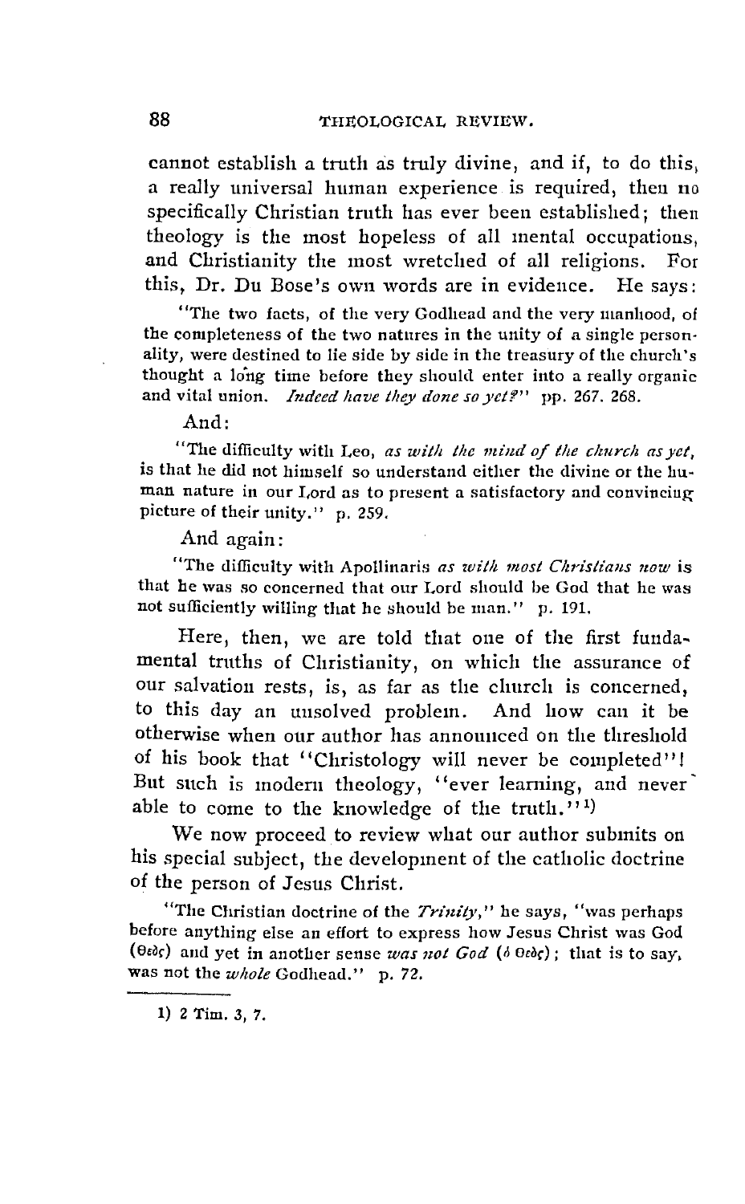cannot establish a truth as truly divine, and if, to do this, a really universal human experience is required, then no specifically Christian truth has ever been established; then theology is the most hopeless of all mental occupations, and Christianity the most wretched of all religions. For this, Dr. Du Bose's own words are in evidence. He says:

> "The two facts, of the very Godhead and the very manhood, of the completeness of the two natures in the unity of a single personality, were destined to lie side by side in the treasury of the church's thought a long time before they should enter into a really organic and vital union. *Indeed have they done so yet?*" pp. 267. 268.

And:

> "The difficulty with Leo, *as with the mind of the church as yet*, is that he did not himself so understand either the divine or the human nature in our Lord as to present a satisfactory and convincing picture of their unity." p. 259.

And again:

> "The difficulty with Apollinaris *as with most Christians now* is that he was so concerned that our Lord should be God that he was not sufficiently willing that he should be man." p. 191.

Here, then, we are told that one of the first fundamental truths of Christianity, on which the assurance of our salvation rests, is, as far as the church is concerned, to this day an unsolved problem. And how can it be otherwise when our author has announced on the threshold of his book that "Christology will never be completed"! But such is modern theology, "ever learning, and never able to come to the knowledge of the truth."[1]

We now proceed to review what our author submits on his special subject, the development of the catholic doctrine of the person of Jesus Christ.

> "The Christian doctrine of the *Trinity*," he says, "was perhaps before anything else an effort to express how Jesus Christ was God (θεός) and yet in another sense *was not God* (ὁ θεός); that is to say, was not the *whole* Godhead." p. 72.

---

1) 2 Tim. 3, 7.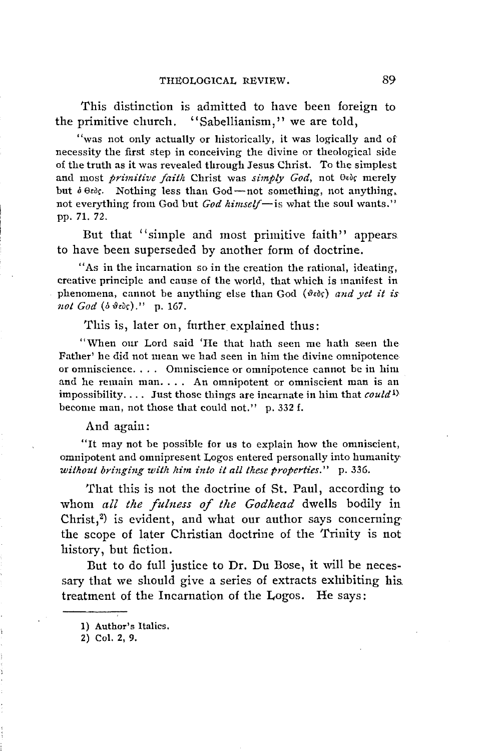This distinction is admitted to have been foreign to the primitive church. "Sabellianism," we are told,

> "was not only actually or historically, it was logically and of necessity the first step in conceiving the divine or theological side of the truth as it was revealed through Jesus Christ. To the simplest and most *primitive faith* Christ was *simply God*, not θεὸς merely but ὁ θεός. Nothing less than God—not something, not anything, not everything from God but *God himself*—is what the soul wants." pp. 71. 72.

But that "simple and most primitive faith" appears to have been superseded by another form of doctrine.

> "As in the incarnation so in the creation the rational, ideating, creative principle and cause of the world, that which is manifest in phenomena, cannot be anything else than God (θεός) *and yet it is not God* (ὁ θεός)." p. 167.

This is, later on, further explained thus:

> "When our Lord said 'He that hath seen me hath seen the Father' he did not mean we had seen in him the divine omnipotence or omniscience. . . . Omniscience or omnipotence cannot be in him and he remain man. . . . An omnipotent or omniscient man is an impossibility. . . . Just those things are incarnate in him that *could*[1] become man, not those that could not." p. 332 f.

And again:

> "It may not be possible for us to explain how the omniscient, omnipotent and omnipresent Logos entered personally into humanity *without bringing with him into it all these properties.*" p. 336.

That this is not the doctrine of St. Paul, according to whom *all the fulness of the Godhead* dwells bodily in Christ,[2] is evident, and what our author says concerning the scope of later Christian doctrine of the Trinity is not history, but fiction.

But to do full justice to Dr. Du Bose, it will be necessary that we should give a series of extracts exhibiting his treatment of the Incarnation of the Logos. He says:

---

1) Author's Italics.

2) Col. 2, 9.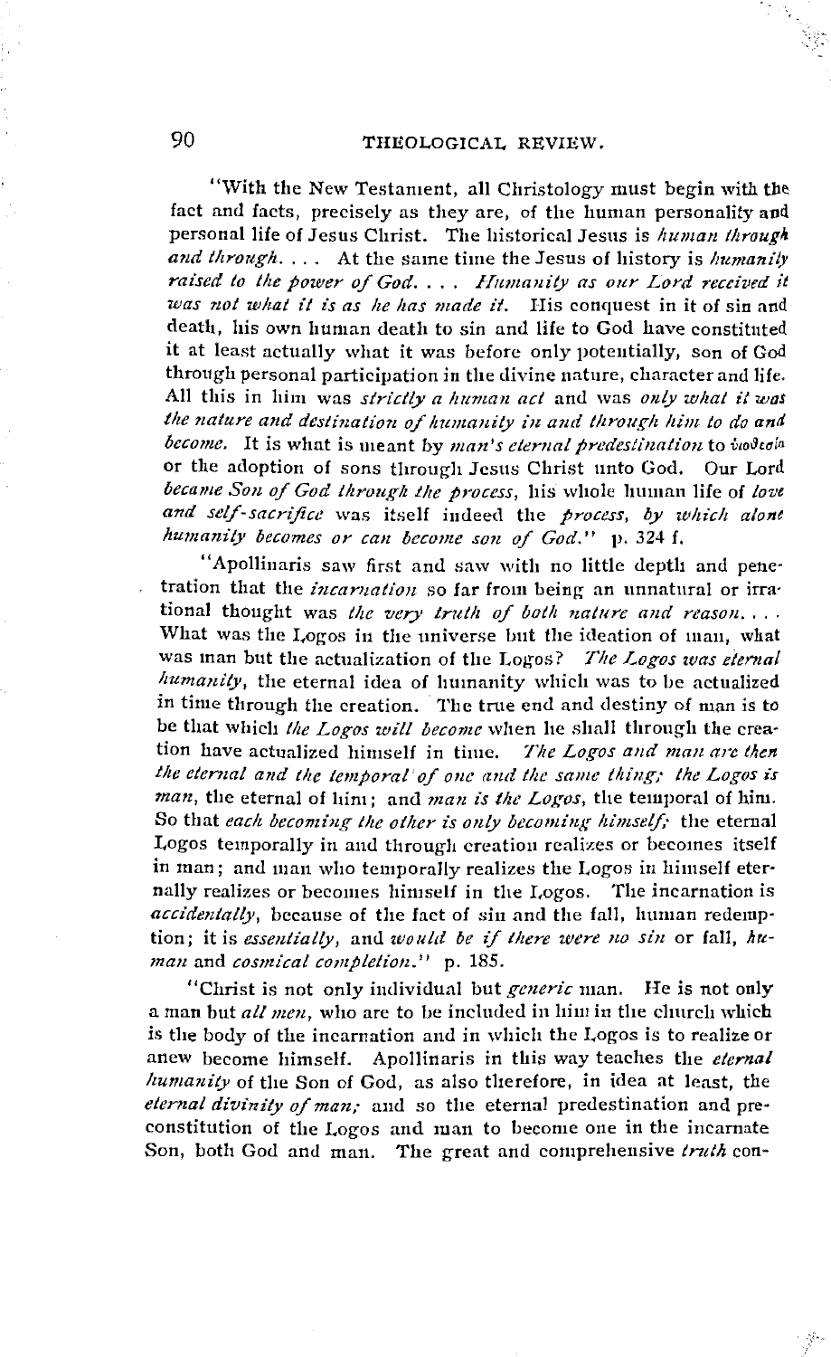"With the New Testament, all Christology must begin with the fact and facts, precisely as they are, of the human personality and personal life of Jesus Christ. The historical Jesus is *human through and through*. . . . At the same time the Jesus of history is *humanity raised to the power of God*. . . . *Humanity as our Lord received it was not what it is as he has made it*. His conquest in it of sin and death, his own human death to sin and life to God have constituted it at least actually what it was before only potentially, son of God through personal participation in the divine nature, character and life. All this in him was *strictly a human act* and was *only what it was the nature and destination of humanity in and through him to do and become*. It is what is meant by *man's eternal predestination* to υἱοθεσία or the adoption of sons through Jesus Christ unto God. Our Lord *became Son of God through the process*, his whole human life of *love and self-sacrifice* was itself indeed the *process, by which alone humanity becomes or can become son of God*." p. 324 f.

"Apollinaris saw first and saw with no little depth and penetration that the *incarnation* so far from being an unnatural or irrational thought was *the very truth of both nature and reason*. . . . What was the Logos in the universe but the ideation of man, what was man but the actualization of the Logos? *The Logos was eternal humanity*, the eternal idea of humanity which was to be actualized in time through the creation. The true end and destiny of man is to be that which *the Logos will become* when he shall through the creation have actualized himself in time. *The Logos and man are then the eternal and the temporal of one and the same thing; the Logos is man*, the eternal of him; and *man is the Logos*, the temporal of him. So that *each becoming the other is only becoming himself;* the eternal Logos temporally in and through creation realizes or becomes itself in man; and man who temporally realizes the Logos in himself eternally realizes or becomes himself in the Logos. The incarnation is *accidentally*, because of the fact of sin and the fall, human redemption; it is *essentially*, and *would be if there were no sin* or fall, *human* and *cosmical completion*." p. 185.

"Christ is not only individual but *generic* man. He is not only a man but *all men*, who are to be included in him in the church which is the body of the incarnation and in which the Logos is to realize or anew become himself. Apollinaris in this way teaches the *eternal humanity* of the Son of God, as also therefore, in idea at least, the *eternal divinity of man;* and so the eternal predestination and preconstitution of the Logos and man to become one in the incarnate Son, both God and man. The great and comprehensive *truth* con-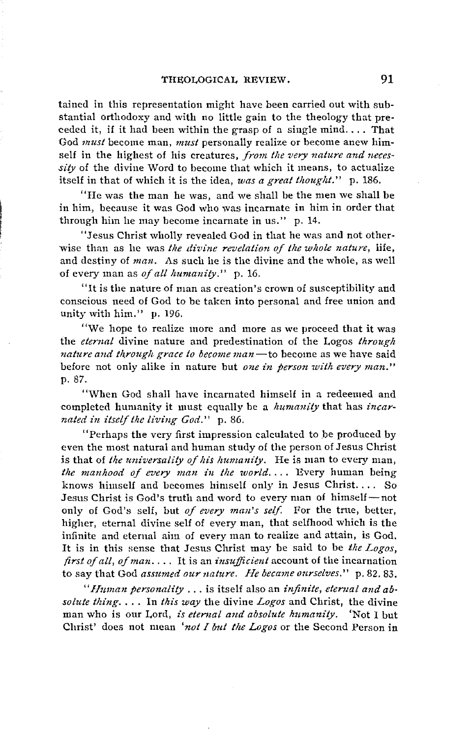tained in this representation might have been carried out with substantial orthodoxy and with no little gain to the theology that preceded it, if it had been within the grasp of a single mind.... That God *must* become man, *must* personally realize or become anew himself in the highest of his creatures, *from the very nature and necessity* of the divine Word to become that which it means, to actualize itself in that of which it is the idea, *was a great thought*." p. 186.

"He was the man he was, and we shall be the men we shall be in him, because it was God who was incarnate in him in order that through him he may become incarnate in us." p. 14.

"Jesus Christ wholly revealed God in that he was and not otherwise than as he was *the divine revelation of the whole nature*, life, and destiny of *man*. As such he is the divine and the whole, as well of every man as *of all humanity*." p. 16.

"It is the nature of man as creation's crown of susceptibility and conscious need of God to be taken into personal and free union and unity with him." p. 196.

"We hope to realize more and more as we proceed that it was the *eternal* divine nature and predestination of the Logos *through nature and through grace to become man*—to become as we have said before not only alike in nature but *one in person with every man*." p. 87.

"When God shall have incarnated himself in a redeemed and completed humanity it must equally be a *humanity* that has *incarnated in itself the living God*." p. 86.

"Perhaps the very first impression calculated to be produced by even the most natural and human study of the person of Jesus Christ is that of *the universality of his humanity*. He is man to every man, *the manhood of every man in the world*.... Every human being knows himself and becomes himself only in Jesus Christ.... So Jesus Christ is God's truth and word to every man of himself—not only of God's self, but *of every man's self*. For the true, better, higher, eternal divine self of every man, that selfhood which is the infinite and eternal aim of every man to realize and attain, is God. It is in this sense that Jesus Christ may be said to be *the Logos, first of all, of man*.... It is an *insufficient* account of the incarnation to say that God *assumed our nature*. *He became ourselves*." p. 82, 83.

"*Human personality* ... is itself also an *infinite, eternal and absolute thing*.... In *this way* the divine *Logos* and Christ, the divine man who is our Lord, *is eternal and absolute humanity*. 'Not I but Christ' does not mean '*not I but the Logos* or the Second Person in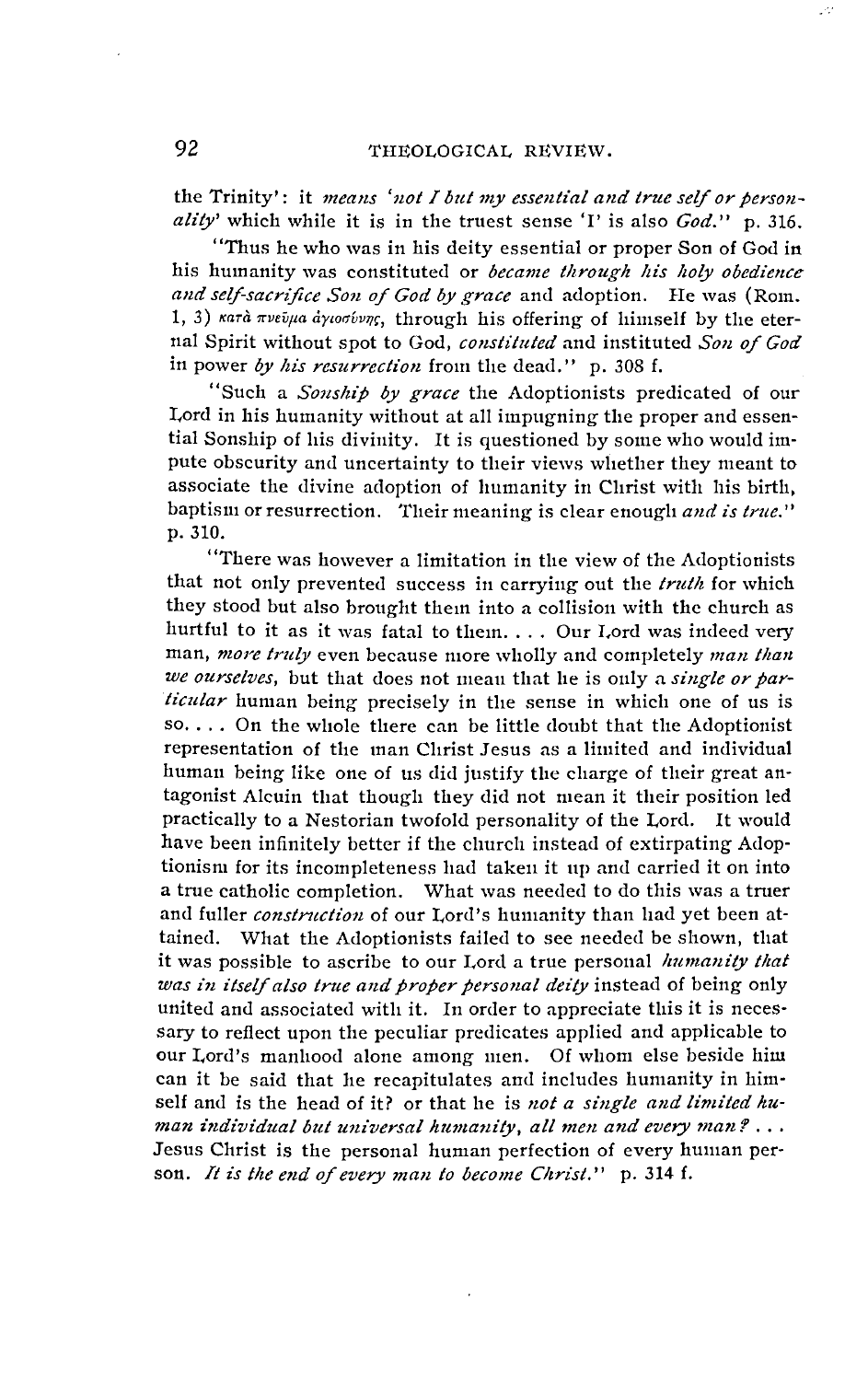the Trinity': it *means 'not I but my essential and true self or personality'* which while it is in the truest sense 'I' is also *God*." p. 316.

"Thus he who was in his deity essential or proper Son of God in his humanity was constituted or *became through his holy obedience and self-sacrifice Son of God by grace* and adoption. He was (Rom. 1, 3) κατὰ πνεῦμα ἁγιωσύνης, through his offering of himself by the eternal Spirit without spot to God, *constituted* and instituted *Son of God* in power *by his resurrection* from the dead." p. 308 f.

"Such a *Sonship by grace* the Adoptionists predicated of our Lord in his humanity without at all impugning the proper and essential Sonship of his divinity. It is questioned by some who would impute obscurity and uncertainty to their views whether they meant to associate the divine adoption of humanity in Christ with his birth, baptism or resurrection. Their meaning is clear enough *and is true*." p. 310.

"There was however a limitation in the view of the Adoptionists that not only prevented success in carrying out the *truth* for which they stood but also brought them into a collision with the church as hurtful to it as it was fatal to them. . . . Our Lord was indeed very man, *more truly* even because more wholly and completely *man than we ourselves*, but that does not mean that he is only a *single or particular* human being precisely in the sense in which one of us is so. . . . On the whole there can be little doubt that the Adoptionist representation of the man Christ Jesus as a limited and individual human being like one of us did justify the charge of their great antagonist Alcuin that though they did not mean it their position led practically to a Nestorian twofold personality of the Lord. It would have been infinitely better if the church instead of extirpating Adoptionism for its incompleteness had taken it up and carried it on into a true catholic completion. What was needed to do this was a truer and fuller *construction* of our Lord's humanity than had yet been attained. What the Adoptionists failed to see needed be shown, that it was possible to ascribe to our Lord a true personal *humanity that was in itself also true and proper personal deity* instead of being only united and associated with it. In order to appreciate this it is necessary to reflect upon the peculiar predicates applied and applicable to our Lord's manhood alone among men. Of whom else beside him can it be said that he recapitulates and includes humanity in himself and is the head of it? or that he is *not a single and limited human individual but universal humanity, all men and every man?* . . . Jesus Christ is the personal human perfection of every human person. *It is the end of every man to become Christ*." p. 314 f.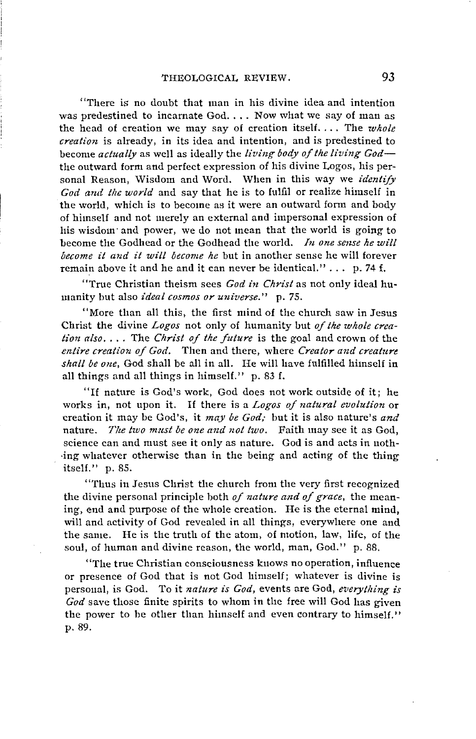"There is no doubt that man in his divine idea and intention was predestined to incarnate God. . . . Now what we say of man as the head of creation we may say of creation itself. . . . The *whole creation* is already, in its idea and intention, and is predestined to become *actually* as well as ideally the *living body of the living God*—the outward form and perfect expression of his divine Logos, his personal Reason, Wisdom and Word. When in this way we *identify God and the world* and say that he is to fulfil or realize himself in the world, which is to become as it were an outward form and body of himself and not merely an external and impersonal expression of his wisdom and power, we do not mean that the world is going to become the Godhead or the Godhead the world. *In one sense he will become it and it will become he* but in another sense he will forever remain above it and he and it can never be identical." . . . p. 74 f.

"True Christian theism sees *God in Christ* as not only ideal humanity but also *ideal cosmos or universe*." p. 75.

"More than all this, the first mind of the church saw in Jesus Christ the divine *Logos* not only of humanity but *of the whole creation also*. . . . The *Christ of the future* is the goal and crown of the *entire creation of God*. Then and there, where *Creator and creature shall be one*, God shall be all in all. He will have fulfilled himself in all things and all things in himself." p. 83 f.

"If nature is God's work, God does not work outside of it; he works in, not upon it. If there is a *Logos of natural evolution* or creation it may be God's, it *may be God;* but it is also nature's *and* nature. *The two must be one and not two*. Faith may see it as God, science can and must see it only as nature. God is and acts in nothing whatever otherwise than in the being and acting of the thing itself." p. 85.

"Thus in Jesus Christ the church from the very first recognized the divine personal principle both *of nature and of grace*, the meaning, end and purpose of the whole creation. He is the eternal mind, will and activity of God revealed in all things, everywhere one and the same. He is the truth of the atom, of motion, law, life, of the soul, of human and divine reason, the world, man, God." p. 88.

"The true Christian consciousness knows no operation, influence or presence of God that is not God himself; whatever is divine is personal, is God. To it *nature is God*, events are God, *everything is God* save those finite spirits to whom in the free will God has given the power to be other than himself and even contrary to himself." p. 89.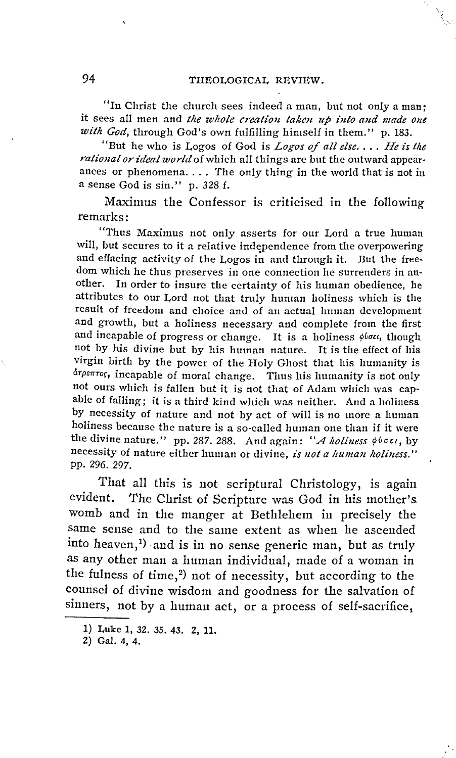"In Christ the church sees indeed a man, but not only a man; it sees all men and *the whole creation taken up into and made one with God*, through God's own fulfilling himself in them." p. 183.

"But he who is Logos of God is *Logos of all else.... He is the rational or ideal world* of which all things are but the outward appearances or phenomena.... The only thing in the world that is not in a sense God is sin." p. 328 f.

Maximus the Confessor is criticised in the following remarks:

"Thus Maximus not only asserts for our Lord a true human will, but secures to it a relative independence from the overpowering and effacing activity of the Logos in and through it. But the freedom which he thus preserves in one connection he surrenders in another. In order to insure the certainty of his human obedience, he attributes to our Lord not that truly human holiness which is the result of freedom and choice and of an actual human development and growth, but a holiness necessary and complete from the first and incapable of progress or change. It is a holiness φύσει, though not by his divine but by his human nature. It is the effect of his virgin birth by the power of the Holy Ghost that his humanity is ἄτρεπτος, incapable of moral change. Thus his humanity is not only not ours which is fallen but it is not that of Adam which was capable of falling; it is a third kind which was neither. And a holiness by necessity of nature and not by act of will is no more a human holiness because the nature is a so-called human one than if it were the divine nature." pp. 287. 288. And again: "*A holiness* φύσει, by necessity of nature either human or divine, *is not a human holiness.*" pp. 296. 297.

That all this is not scriptural Christology, is again evident. The Christ of Scripture was God in his mother's womb and in the manger at Bethlehem in precisely the same sense and to the same extent as when he ascended into heaven,[1] and is in no sense generic man, but as truly as any other man a human individual, made of a woman in the fulness of time,[2] not of necessity, but according to the counsel of divine wisdom and goodness for the salvation of sinners, not by a human act, or a process of self-sacrifice,

---

1) Luke 1, 32. 35. 43. 2, 11.

2) Gal. 4, 4.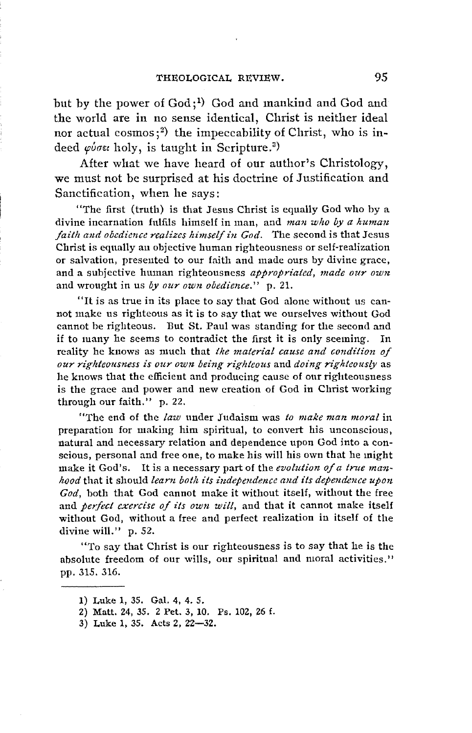but by the power of God;[1] God and mankind and God and the world are in no sense identical, Christ is neither ideal nor actual cosmos;[2] the impeccability of Christ, who is indeed φύσει holy, is taught in Scripture.[3]

After what we have heard of our author's Christology, we must not be surprised at his doctrine of Justification and Sanctification, when he says:

"The first (truth) is that Jesus Christ is equally God who by a divine incarnation fulfils himself in man, and *man who by a human faith and obedience realizes himself in God*. The second is that Jesus Christ is equally an objective human righteousness or self-realization or salvation, presented to our faith and made ours by divine grace, and a subjective human righteousness *appropriated, made our own* and wrought in us *by our own obedience*." p. 21.

"It is as true in its place to say that God alone without us cannot make us righteous as it is to say that we ourselves without God cannot be righteous. But St. Paul was standing for the second and if to many he seems to contradict the first it is only seeming. In reality he knows as much that *the material cause and condition of our righteousness is our own being righteous* and *doing righteously* as he knows that the efficient and producing cause of our righteousness is the grace and power and new creation of God in Christ working through our faith." p. 22.

"The end of the *law* under Judaism was *to make man moral* in preparation for making him spiritual, to convert his unconscious, natural and necessary relation and dependence upon God into a conscious, personal and free one, to make his will his own that he might make it God's. It is a necessary part of the *evolution of a true manhood* that it should *learn both its independence and its dependence upon God*, both that God cannot make it without itself, without the free and *perfect exercise of its own will*, and that it cannot make itself without God, without a free and perfect realization in itself of the divine will." p. 52.

"To say that Christ is our righteousness is to say that he is the absolute freedom of our wills, our spiritual and moral activities." pp. 315. 316.

---

1) Luke 1, 35. Gal. 4, 4. 5.

2) Matt. 24, 35. 2 Pet. 3, 10. Ps. 102, 26 f.

3) Luke 1, 35. Acts 2, 22—32.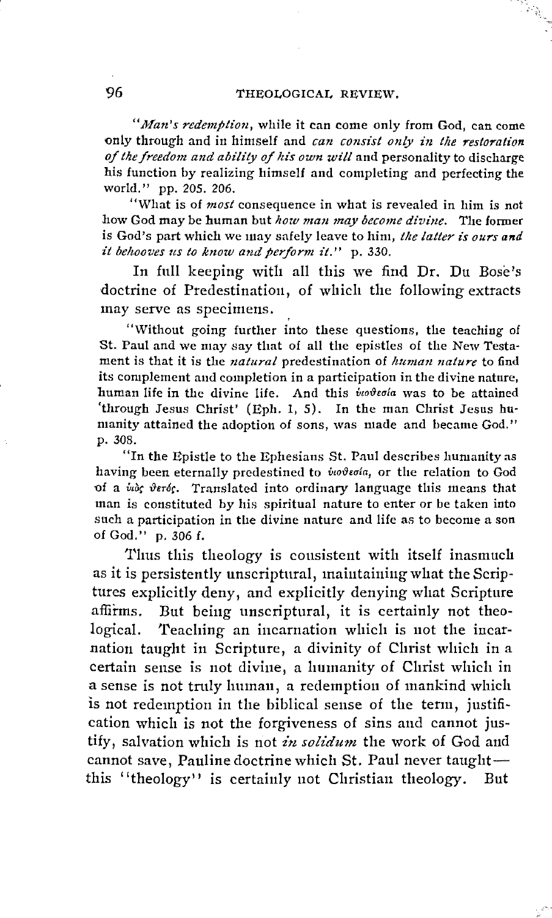"*Man's redemption*, while it can come only from God, can come only through and in himself and *can consist only in the restoration of the freedom and ability of his own will* and personality to discharge his function by realizing himself and completing and perfecting the world." pp. 205. 206.

"What is of *most* consequence in what is revealed in him is not how God may be human but *how man may become divine*. The former is God's part which we may safely leave to him, *the latter is ours and it behooves us to know and perform it*." p. 330.

In full keeping with all this we find Dr. Du Bose's doctrine of Predestination, of which the following extracts may serve as specimens.

"Without going further into these questions, the teaching of St. Paul and we may say that of all the epistles of the New Testament is that it is the *natural* predestination of *human nature* to find its complement and completion in a participation in the divine nature, human life in the divine life. And this υἱοθεσία was to be attained 'through Jesus Christ' (Eph. 1, 5). In the man Christ Jesus humanity attained the adoption of sons, was made and became God." p. 308.

"In the Epistle to the Ephesians St. Paul describes humanity as having been eternally predestined to υἱοθεσία, or the relation to God of a υἱὸς θετός. Translated into ordinary language this means that man is constituted by his spiritual nature to enter or be taken into such a participation in the divine nature and life as to become a son of God." p. 306 f.

Thus this theology is consistent with itself inasmuch as it is persistently unscriptural, maintaining what the Scriptures explicitly deny, and explicitly denying what Scripture affirms. But being unscriptural, it is certainly not theological. Teaching an incarnation which is not the incarnation taught in Scripture, a divinity of Christ which in a certain sense is not divine, a humanity of Christ which in a sense is not truly human, a redemption of mankind which is not redemption in the biblical sense of the term, justification which is not the forgiveness of sins and cannot justify, salvation which is not *in solidum* the work of God and cannot save, Pauline doctrine which St. Paul never taught—this "theology" is certainly not Christian theology. But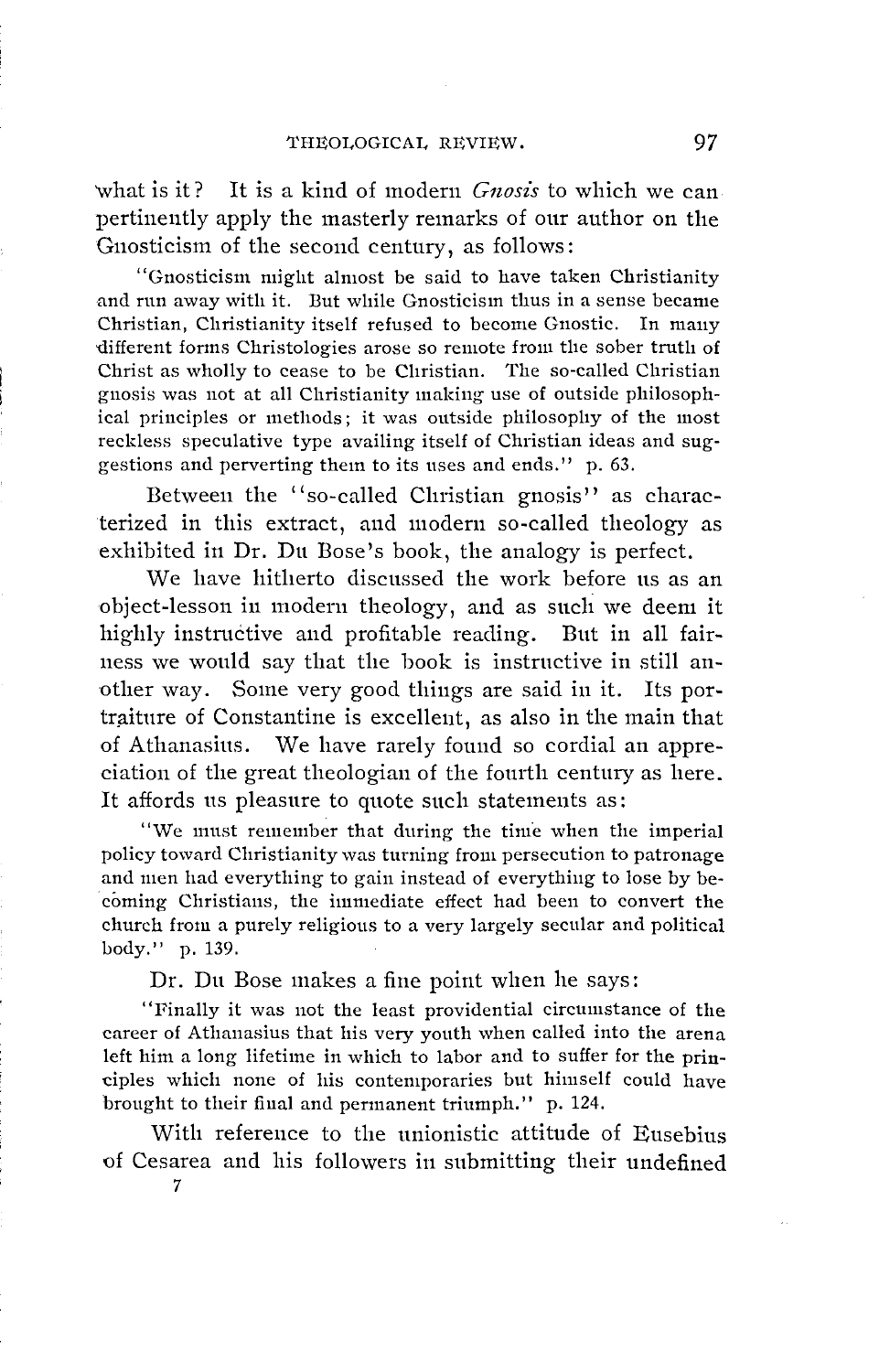what is it? It is a kind of modern *Gnosis* to which we can pertinently apply the masterly remarks of our author on the Gnosticism of the second century, as follows:

> "Gnosticism might almost be said to have taken Christianity and run away with it. But while Gnosticism thus in a sense became Christian, Christianity itself refused to become Gnostic. In many different forms Christologies arose so remote from the sober truth of Christ as wholly to cease to be Christian. The so-called Christian gnosis was not at all Christianity making use of outside philosophical principles or methods; it was outside philosophy of the most reckless speculative type availing itself of Christian ideas and suggestions and perverting them to its uses and ends." p. 63.

Between the "so-called Christian gnosis" as characterized in this extract, and modern so-called theology as exhibited in Dr. Du Bose's book, the analogy is perfect.

We have hitherto discussed the work before us as an object-lesson in modern theology, and as such we deem it highly instructive and profitable reading. But in all fairness we would say that the book is instructive in still another way. Some very good things are said in it. Its portraiture of Constantine is excellent, as also in the main that of Athanasius. We have rarely found so cordial an appreciation of the great theologian of the fourth century as here. It affords us pleasure to quote such statements as:

> "We must remember that during the time when the imperial policy toward Christianity was turning from persecution to patronage and men had everything to gain instead of everything to lose by becoming Christians, the immediate effect had been to convert the church from a purely religious to a very largely secular and political body." p. 139.

Dr. Du Bose makes a fine point when he says:

> "Finally it was not the least providential circumstance of the career of Athanasius that his very youth when called into the arena left him a long lifetime in which to labor and to suffer for the principles which none of his contemporaries but himself could have brought to their final and permanent triumph." p. 124.

With reference to the unionistic attitude of Eusebius of Cesarea and his followers in submitting their undefined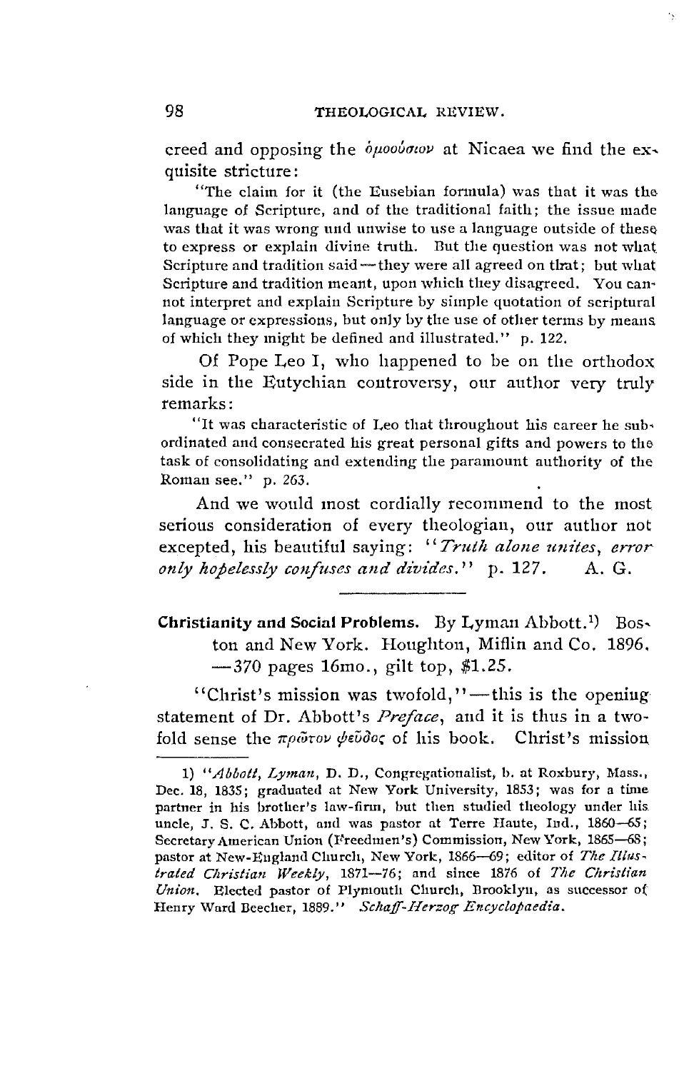creed and opposing the ὁμοούσιον at Nicaea we find the exquisite stricture:

> "The claim for it (the Eusebian formula) was that it was the language of Scripture, and of the traditional faith; the issue made was that it was wrong and unwise to use a language outside of these to express or explain divine truth. But the question was not what Scripture and tradition said—they were all agreed on that; but what Scripture and tradition meant, upon which they disagreed. You cannot interpret and explain Scripture by simple quotation of scriptural language or expressions, but only by the use of other terms by means of which they might be defined and illustrated." p. 122.

Of Pope Leo I, who happened to be on the orthodox side in the Eutychian controversy, our author very truly remarks:

> "It was characteristic of Leo that throughout his career he subordinated and consecrated his great personal gifts and powers to the task of consolidating and extending the paramount authority of the Roman see." p. 263.

And we would most cordially recommend to the most serious consideration of every theologian, our author not excepted, his beautiful saying: "*Truth alone unites, error only hopelessly confuses and divides.*" p. 127. A. G.

---

**Christianity and Social Problems.** By Lyman Abbott.[1] Boston and New York. Houghton, Miflin and Co. 1896. —370 pages 16mo., gilt top, $1.25.

"Christ's mission was twofold,"—this is the opening statement of Dr. Abbott's *Preface*, and it is thus in a twofold sense the πρῶτον ψεῦδος of his book. Christ's mission

---

1) "*Abbott, Lyman*, D. D., Congregationalist, b. at Roxbury, Mass., Dec. 18, 1835; graduated at New York University, 1853; was for a time partner in his brother's law-firm, but then studied theology under his uncle, J. S. C. Abbott, and was pastor at Terre Haute, Ind., 1860—65; Secretary American Union (Freedmen's) Commission, New York, 1865—68; pastor at New-England Church, New York, 1866—69; editor of *The Illustrated Christian Weekly*, 1871—76; and since 1876 of *The Christian Union*. Elected pastor of Plymouth Church, Brooklyn, as successor of Henry Ward Beecher, 1889." *Schaff-Herzog Encyclopaedia.*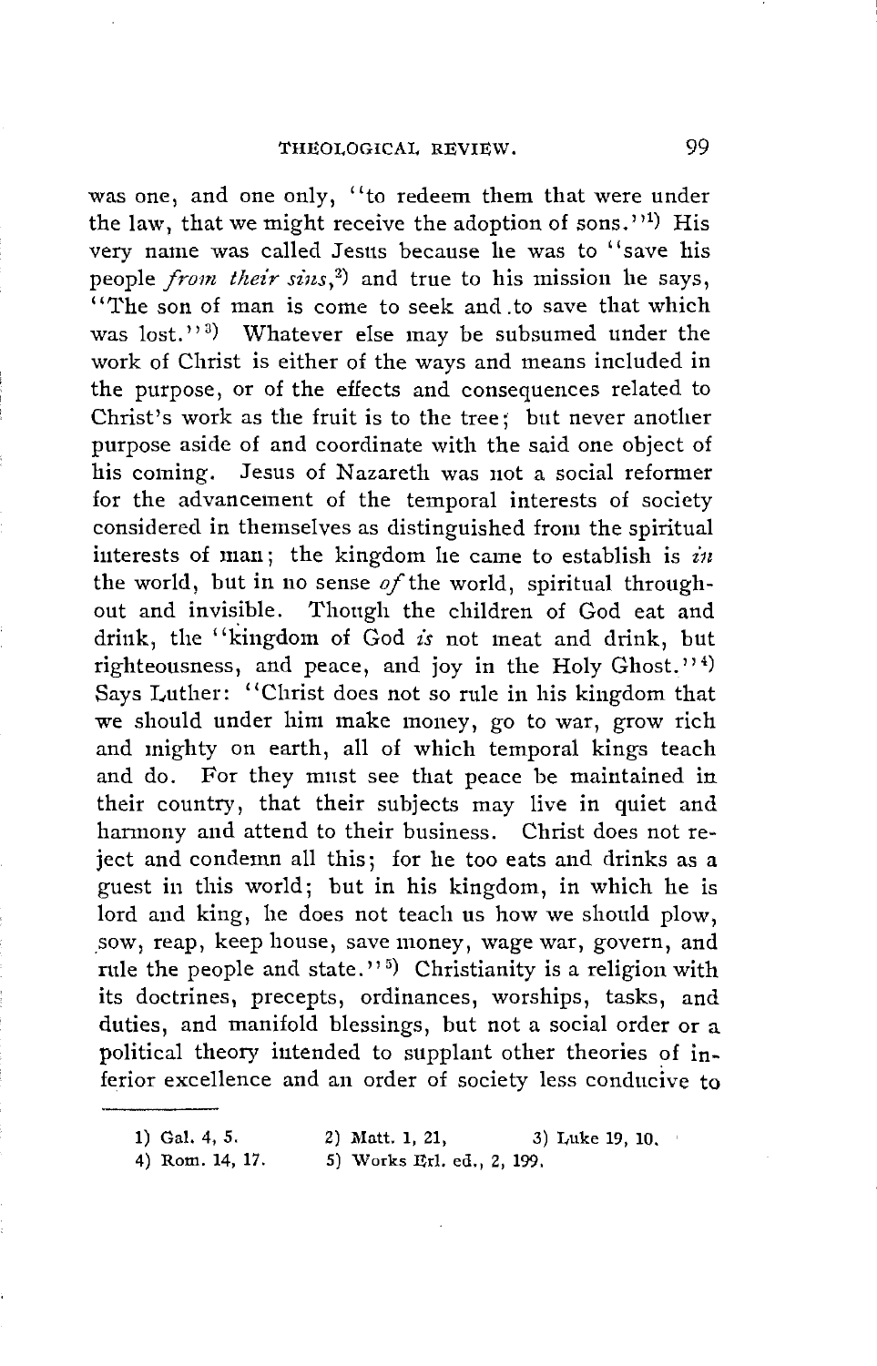was one, and one only, "to redeem them that were under the law, that we might receive the adoption of sons."[1] His very name was called Jesus because he was to "save his people *from their sins*,[2] and true to his mission he says, "The son of man is come to seek and to save that which was lost."[3] Whatever else may be subsumed under the work of Christ is either of the ways and means included in the purpose, or of the effects and consequences related to Christ's work as the fruit is to the tree; but never another purpose aside of and coordinate with the said one object of his coming. Jesus of Nazareth was not a social reformer for the advancement of the temporal interests of society considered in themselves as distinguished from the spiritual interests of man; the kingdom he came to establish is *in* the world, but in no sense *of* the world, spiritual throughout and invisible. Though the children of God eat and drink, the "kingdom of God *is* not meat and drink, but righteousness, and peace, and joy in the Holy Ghost."[4] Says Luther: "Christ does not so rule in his kingdom that we should under him make money, go to war, grow rich and mighty on earth, all of which temporal kings teach and do. For they must see that peace be maintained in their country, that their subjects may live in quiet and harmony and attend to their business. Christ does not reject and condemn all this; for he too eats and drinks as a guest in this world; but in his kingdom, in which he is lord and king, he does not teach us how we should plow, sow, reap, keep house, save money, wage war, govern, and rule the people and state."[5] Christianity is a religion with its doctrines, precepts, ordinances, worships, tasks, and duties, and manifold blessings, but not a social order or a political theory intended to supplant other theories of inferior excellence and an order of society less conducive to

---

1) Gal. 4, 5.
2) Matt. 1, 21,
3) Luke 19, 10.
4) Rom. 14, 17.
5) Works Erl. ed., 2, 199.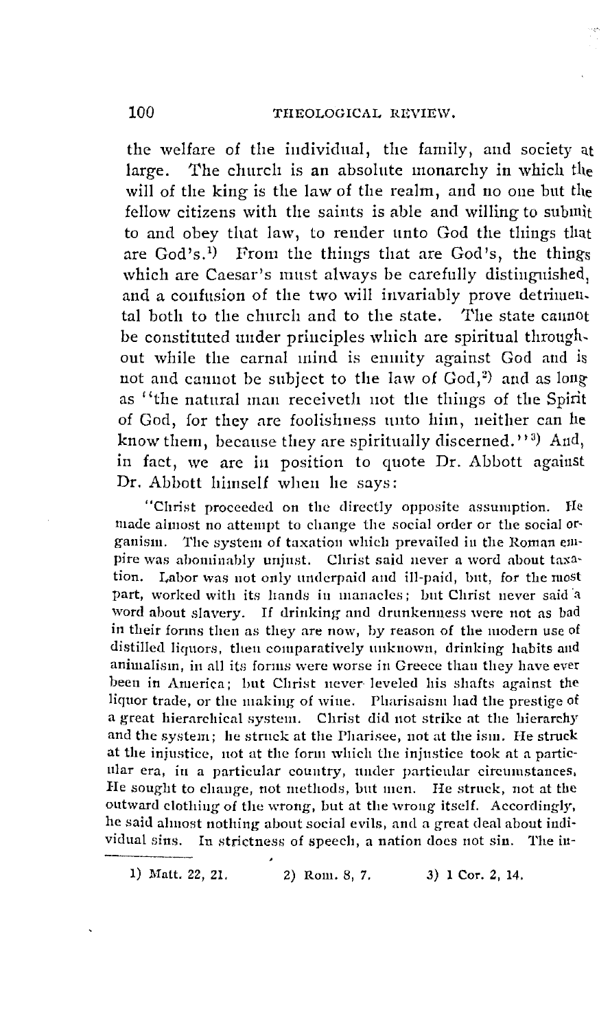the welfare of the individual, the family, and society at large. The church is an absolute monarchy in which the will of the king is the law of the realm, and no one but the fellow citizens with the saints is able and willing to submit to and obey that law, to render unto God the things that are God's.[1] From the things that are God's, the things which are Caesar's must always be carefully distinguished, and a confusion of the two will invariably prove detrimental both to the church and to the state. The state cannot be constituted under principles which are spiritual throughout while the carnal mind is enmity against God and is not and cannot be subject to the law of God,[2] and as long as "the natural man receiveth not the things of the Spirit of God, for they are foolishness unto him, neither can he know them, because they are spiritually discerned."[3] And, in fact, we are in position to quote Dr. Abbott against Dr. Abbott himself when he says:

> "Christ proceeded on the directly opposite assumption. He made almost no attempt to change the social order or the social organism. The system of taxation which prevailed in the Roman empire was abominably unjust. Christ said never a word about taxation. Labor was not only underpaid and ill-paid, but, for the most part, worked with its hands in manacles; but Christ never said a word about slavery. If drinking and drunkenness were not as bad in their forms then as they are now, by reason of the modern use of distilled liquors, then comparatively unknown, drinking habits and animalism, in all its forms were worse in Greece than they have ever been in America; but Christ never leveled his shafts against the liquor trade, or the making of wine. Pharisaism had the prestige of a great hierarchical system. Christ did not strike at the hierarchy and the system; he struck at the Pharisee, not at the ism. He struck at the injustice, not at the form which the injustice took at a particular era, in a particular country, under particular circumstances. He sought to change, not methods, but men. He struck, not at the outward clothing of the wrong, but at the wrong itself. Accordingly, he said almost nothing about social evils, and a great deal about individual sins. In strictness of speech, a nation does not sin. The in-

---

1) Matt. 22, 21. 2) Rom. 8, 7. 3) 1 Cor. 2, 14.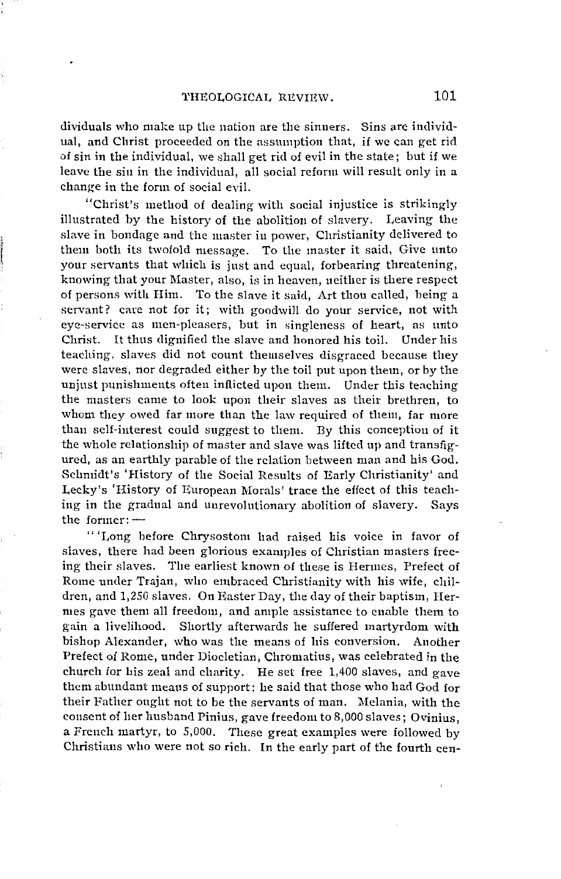dividuals who make up the nation are the sinners. Sins are individual, and Christ proceeded on the assumption that, if we can get rid of sin in the individual, we shall get rid of evil in the state; but if we leave the sin in the individual, all social reform will result only in a change in the form of social evil.

"Christ's method of dealing with social injustice is strikingly illustrated by the history of the abolition of slavery. Leaving the slave in bondage and the master in power, Christianity delivered to them both its twofold message. To the master it said, Give unto your servants that which is just and equal, forbearing threatening, knowing that your Master, also, is in heaven, neither is there respect of persons with Him. To the slave it said, Art thou called, being a servant? care not for it; with goodwill do your service, not with eye-service as men-pleasers, but in singleness of heart, as unto Christ. It thus dignified the slave and honored his toil. Under his teaching, slaves did not count themselves disgraced because they were slaves, nor degraded either by the toil put upon them, or by the unjust punishments often inflicted upon them. Under this teaching the masters came to look upon their slaves as their brethren, to whom they owed far more than the law required of them, far more than self-interest could suggest to them. By this conception of it the whole relationship of master and slave was lifted up and transfigured, as an earthly parable of the relation between man and his God. Schmidt's 'History of the Social Results of Early Christianity' and Lecky's 'History of European Morals' trace the effect of this teaching in the gradual and unrevolutionary abolition of slavery. Says the former: —

"'Long before Chrysostom had raised his voice in favor of slaves, there had been glorious examples of Christian masters freeing their slaves. The earliest known of these is Hermes, Prefect of Rome under Trajan, who embraced Christianity with his wife, children, and 1,250 slaves. On Easter Day, the day of their baptism, Hermes gave them all freedom, and ample assistance to enable them to gain a livelihood. Shortly afterwards he suffered martyrdom with bishop Alexander, who was the means of his conversion. Another Prefect of Rome, under Diocletian, Chromatius, was celebrated in the church for his zeal and charity. He set free 1,400 slaves, and gave them abundant means of support; he said that those who had God for their Father ought not to be the servants of man. Melania, with the consent of her husband Pinius, gave freedom to 8,000 slaves; Ovinius, a French martyr, to 5,000. These great examples were followed by Christians who were not so rich. In the early part of the fourth cen-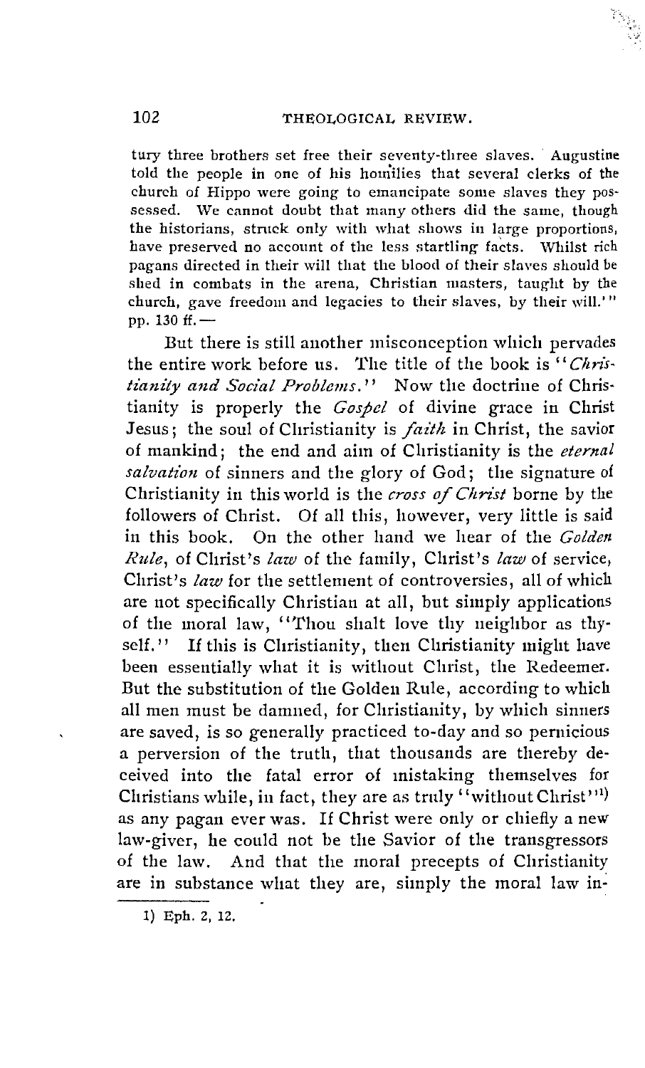tury three brothers set free their seventy-three slaves. Augustine told the people in one of his homilies that several clerks of the church of Hippo were going to emancipate some slaves they possessed. We cannot doubt that many others did the same, though the historians, struck only with what shows in large proportions, have preserved no account of the less startling facts. Whilst rich pagans directed in their will that the blood of their slaves should be shed in combats in the arena, Christian masters, taught by the church, gave freedom and legacies to their slaves, by their will.'" pp. 130 ff.—

But there is still another misconception which pervades the entire work before us. The title of the book is "*Christianity and Social Problems.*" Now the doctrine of Christianity is properly the *Gospel* of divine grace in Christ Jesus; the soul of Christianity is *faith* in Christ, the savior of mankind; the end and aim of Christianity is the *eternal salvation* of sinners and the glory of God; the signature of Christianity in this world is the *cross of Christ* borne by the followers of Christ. Of all this, however, very little is said in this book. On the other hand we hear of the *Golden Rule*, of Christ's *law* of the family, Christ's *law* of service, Christ's *law* for the settlement of controversies, all of which are not specifically Christian at all, but simply applications of the moral law, "Thou shalt love thy neighbor as thyself." If this is Christianity, then Christianity might have been essentially what it is without Christ, the Redeemer. But the substitution of the Golden Rule, according to which all men must be damned, for Christianity, by which sinners are saved, is so generally practiced to-day and so pernicious a perversion of the truth, that thousands are thereby deceived into the fatal error of mistaking themselves for Christians while, in fact, they are as truly "without Christ"[1] as any pagan ever was. If Christ were only or chiefly a new law-giver, he could not be the Savior of the transgressors of the law. And that the moral precepts of Christianity are in substance what they are, simply the moral law in-

1) Eph. 2, 12.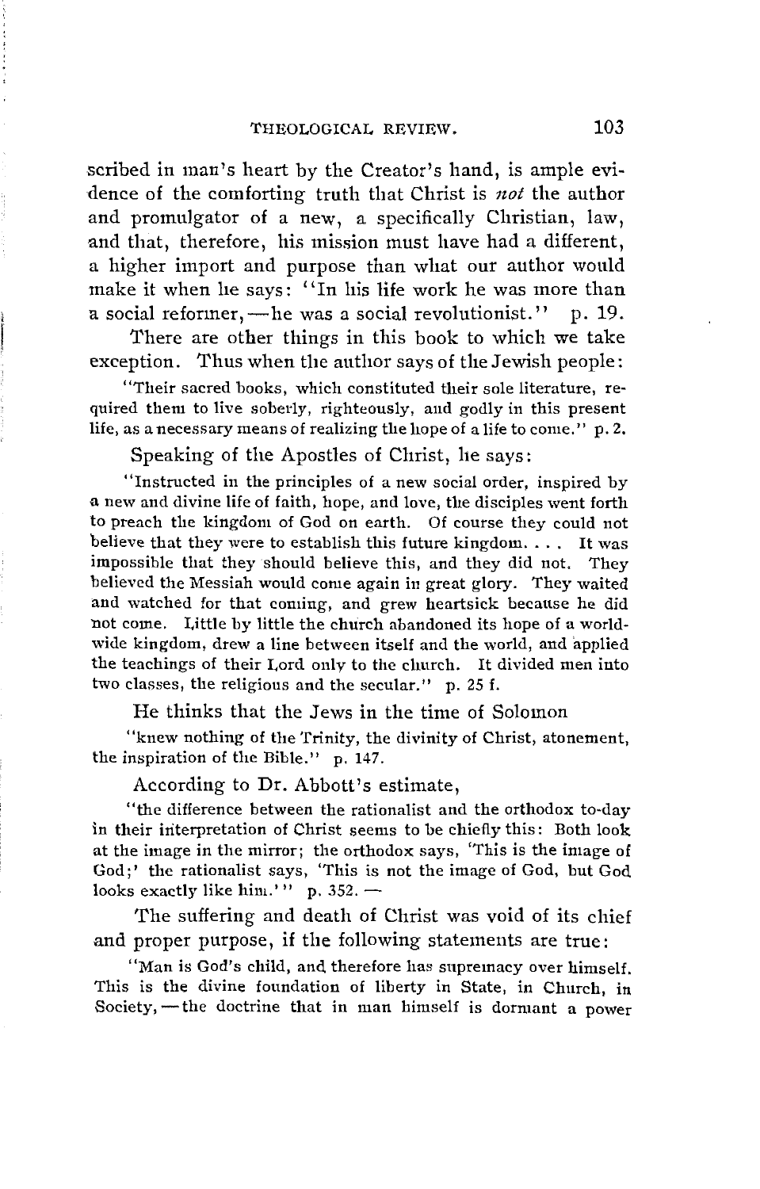scribed in man's heart by the Creator's hand, is ample evidence of the comforting truth that Christ is *not* the author and promulgator of a new, a specifically Christian, law, and that, therefore, his mission must have had a different, a higher import and purpose than what our author would make it when he says: "In his life work he was more than a social reformer,—he was a social revolutionist." p. 19.

There are other things in this book to which we take exception. Thus when the author says of the Jewish people:

> "Their sacred books, which constituted their sole literature, required them to live soberly, righteously, and godly in this present life, as a necessary means of realizing the hope of a life to come." p. 2.

Speaking of the Apostles of Christ, he says:

> "Instructed in the principles of a new social order, inspired by a new and divine life of faith, hope, and love, the disciples went forth to preach the kingdom of God on earth. Of course they could not believe that they were to establish this future kingdom. . . . It was impossible that they should believe this, and they did not. They believed the Messiah would come again in great glory. They waited and watched for that coming, and grew heartsick because he did not come. Little by little the church abandoned its hope of a world-wide kingdom, drew a line between itself and the world, and applied the teachings of their Lord only to the church. It divided men into two classes, the religious and the secular." p. 25 f.

He thinks that the Jews in the time of Solomon

> "knew nothing of the Trinity, the divinity of Christ, atonement, the inspiration of the Bible." p. 147.

According to Dr. Abbott's estimate,

> "the difference between the rationalist and the orthodox to-day in their interpretation of Christ seems to be chiefly this: Both look at the image in the mirror; the orthodox says, 'This is the image of God;' the rationalist says, 'This is not the image of God, but God looks exactly like him.'" p. 352. —

The suffering and death of Christ was void of its chief and proper purpose, if the following statements are true:

> "Man is God's child, and therefore has supremacy over himself. This is the divine foundation of liberty in State, in Church, in Society,—the doctrine that in man himself is dormant a power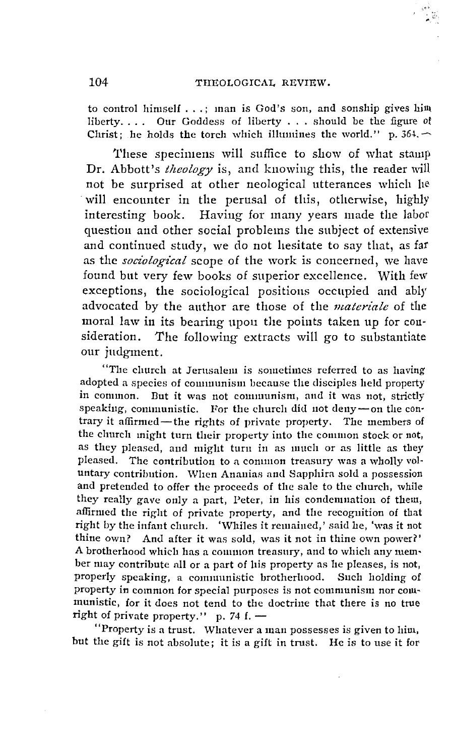to control himself . . .; man is God's son, and sonship gives him liberty. . . . Our Goddess of liberty . . . should be the figure of Christ; he holds the torch which illumines the world." p. 364. —

These specimens will suffice to show of what stamp Dr. Abbott's *theology* is, and knowing this, the reader will not be surprised at other neological utterances which he will encounter in the perusal of this, otherwise, highly interesting book. Having for many years made the labor question and other social problems the subject of extensive and continued study, we do not hesitate to say that, as far as the *sociological* scope of the work is concerned, we have found but very few books of superior excellence. With few exceptions, the sociological positions occupied and ably advocated by the author are those of the *materiale* of the moral law in its bearing upon the points taken up for consideration. The following extracts will go to substantiate our judgment.

"The church at Jerusalem is sometimes referred to as having adopted a species of communism because the disciples held property in common. But it was not communism, and it was not, strictly speaking, communistic. For the church did not deny—on the contrary it affirmed—the rights of private property. The members of the church might turn their property into the common stock or not, as they pleased, and might turn in as much or as little as they pleased. The contribution to a common treasury was a wholly voluntary contribution. When Ananias and Sapphira sold a possession and pretended to offer the proceeds of the sale to the church, while they really gave only a part, Peter, in his condemnation of them, affirmed the right of private property, and the recognition of that right by the infant church. 'Whiles it remained,' said he, 'was it not thine own? And after it was sold, was it not in thine own power?' A brotherhood which has a common treasury, and to which any member may contribute all or a part of his property as he pleases, is not, properly speaking, a communistic brotherhood. Such holding of property in common for special purposes is not communism nor communistic, for it does not tend to the doctrine that there is no true right of private property." p. 74 f. —

"Property is a trust. Whatever a man possesses is given to him, but the gift is not absolute; it is a gift in trust. He is to use it for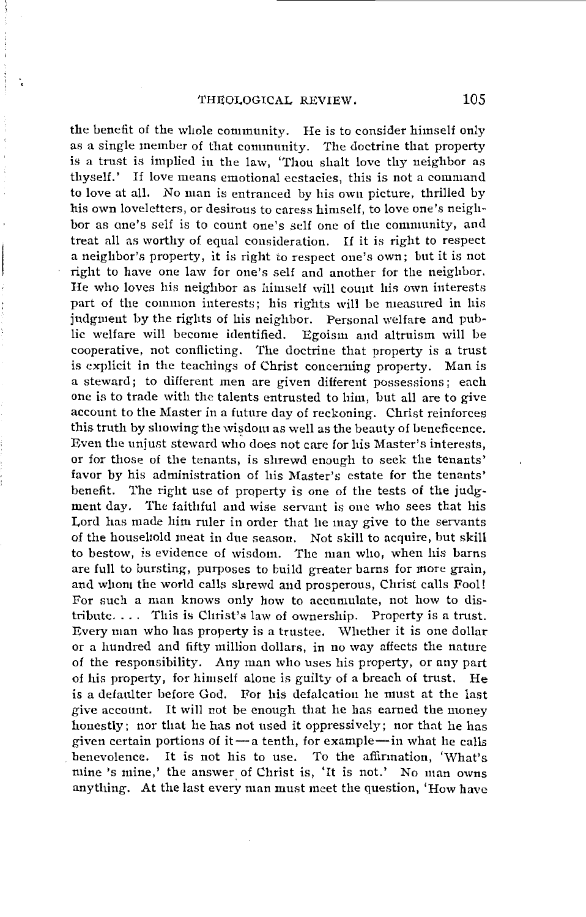the benefit of the whole community. He is to consider himself only as a single member of that community. The doctrine that property is a trust is implied in the law, 'Thou shalt love thy neighbor as thyself.' If love means emotional ecstacies, this is not a command to love at all. No man is entranced by his own picture, thrilled by his own loveletters, or desirous to caress himself, to love one's neighbor as one's self is to count one's self one of the community, and treat all as worthy of equal consideration. If it is right to respect a neighbor's property, it is right to respect one's own; but it is not right to have one law for one's self and another for the neighbor. He who loves his neighbor as himself will count his own interests part of the common interests; his rights will be measured in his judgment by the rights of his neighbor. Personal welfare and public welfare will become identified. Egoism and altruism will be cooperative, not conflicting. The doctrine that property is a trust is explicit in the teachings of Christ concerning property. Man is a steward; to different men are given different possessions; each one is to trade with the talents entrusted to him, but all are to give account to the Master in a future day of reckoning. Christ reinforces this truth by showing the wisdom as well as the beauty of beneficence. Even the unjust steward who does not care for his Master's interests, or for those of the tenants, is shrewd enough to seek the tenants' favor by his administration of his Master's estate for the tenants' benefit. The right use of property is one of the tests of the judgment day. The faithful and wise servant is one who sees that his Lord has made him ruler in order that he may give to the servants of the household meat in due season. Not skill to acquire, but skill to bestow, is evidence of wisdom. The man who, when his barns are full to bursting, purposes to build greater barns for more grain, and whom the world calls shrewd and prosperous, Christ calls Fool! For such a man knows only how to accumulate, not how to distribute. . . . This is Christ's law of ownership. Property is a trust. Every man who has property is a trustee. Whether it is one dollar or a hundred and fifty million dollars, in no way affects the nature of the responsibility. Any man who uses his property, or any part of his property, for himself alone is guilty of a breach of trust. He is a defaulter before God. For his defalcation he must at the last give account. It will not be enough that he has earned the money honestly; nor that he has not used it oppressively; nor that he has given certain portions of it — a tenth, for example — in what he calls benevolence. It is not his to use. To the affirmation, 'What's mine 's mine,' the answer of Christ is, 'It is not.' No man owns anything. At the last every man must meet the question, 'How have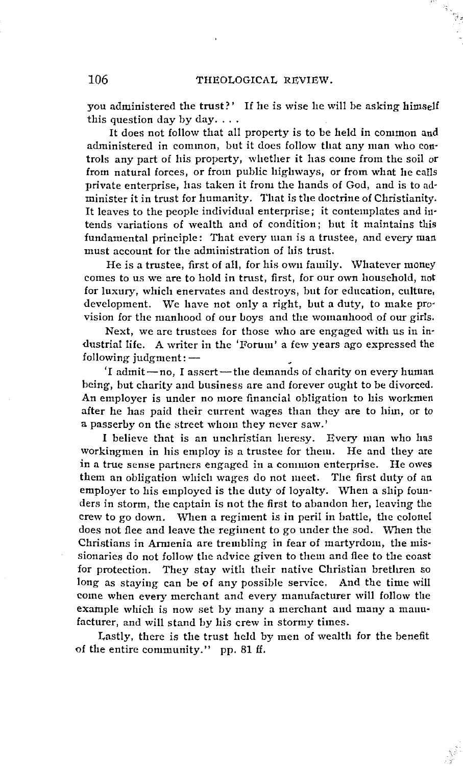you administered the trust?' If he is wise he will be asking himself this question day by day. . . .

It does not follow that all property is to be held in common and administered in common, but it does follow that any man who controls any part of his property, whether it has come from the soil or from natural forces, or from public highways, or from what he calls private enterprise, has taken it from the hands of God, and is to administer it in trust for humanity. That is the doctrine of Christianity. It leaves to the people individual enterprise; it contemplates and intends variations of wealth and of condition; but it maintains this fundamental principle: That every man is a trustee, and every man must account for the administration of his trust.

He is a trustee, first of all, for his own family. Whatever money comes to us we are to hold in trust, first, for our own household, not for luxury, which enervates and destroys, but for education, culture, development. We have not only a right, but a duty, to make provision for the manhood of our boys and the womanhood of our girls.

Next, we are trustees for those who are engaged with us in industrial life. A writer in the 'Forum' a few years ago expressed the following judgment:—

'I admit—no, I assert—the demands of charity on every human being, but charity and business are and forever ought to be divorced. An employer is under no more financial obligation to his workmen after he has paid their current wages than they are to him, or to a passerby on the street whom they never saw.'

I believe that is an unchristian heresy. Every man who has workingmen in his employ is a trustee for them. He and they are in a true sense partners engaged in a common enterprise. He owes them an obligation which wages do not meet. The first duty of an employer to his employed is the duty of loyalty. When a ship founders in storm, the captain is not the first to abandon her, leaving the crew to go down. When a regiment is in peril in battle, the colonel does not flee and leave the regiment to go under the sod. When the Christians in Armenia are trembling in fear of martyrdom, the missionaries do not follow the advice given to them and flee to the coast for protection. They stay with their native Christian brethren so long as staying can be of any possible service. And the time will come when every merchant and every manufacturer will follow the example which is now set by many a merchant and many a manufacturer, and will stand by his crew in stormy times.

Lastly, there is the trust held by men of wealth for the benefit of the entire community." pp. 81 ff.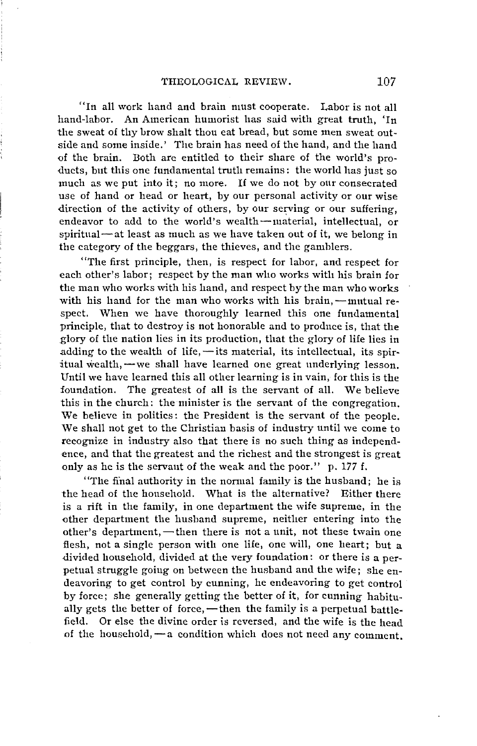"In all work hand and brain must cooperate. Labor is not all hand-labor. An American humorist has said with great truth, 'In the sweat of thy brow shalt thou eat bread, but some men sweat outside and some inside.' The brain has need of the hand, and the hand of the brain. Both are entitled to their share of the world's products, but this one fundamental truth remains: the world has just so much as we put into it; no more. If we do not by our consecrated use of hand or head or heart, by our personal activity or our wise direction of the activity of others, by our serving or our suffering, endeavor to add to the world's wealth — material, intellectual, or spiritual — at least as much as we have taken out of it, we belong in the category of the beggars, the thieves, and the gamblers.

"The first principle, then, is respect for labor, and respect for each other's labor; respect by the man who works with his brain for the man who works with his hand, and respect by the man who works with his hand for the man who works with his brain, — mutual respect. When we have thoroughly learned this one fundamental principle, that to destroy is not honorable and to produce is, that the glory of the nation lies in its production, that the glory of life lies in adding to the wealth of life, — its material, its intellectual, its spiritual wealth, — we shall have learned one great underlying lesson. Until we have learned this all other learning is in vain, for this is the foundation. The greatest of all is the servant of all. We believe this in the church: the minister is the servant of the congregation. We believe in politics: the President is the servant of the people. We shall not get to the Christian basis of industry until we come to recognize in industry also that there is no such thing as independence, and that the greatest and the richest and the strongest is great only as he is the servant of the weak and the poor." p. 177 f.

"The final authority in the normal family is the husband; he is the head of the household. What is the alternative? Either there is a rift in the family, in one department the wife supreme, in the other department the husband supreme, neither entering into the other's department, — then there is not a unit, not these twain one flesh, not a single person with one life, one will, one heart; but a divided household, divided at the very foundation: or there is a perpetual struggle going on between the husband and the wife; she endeavoring to get control by cunning, he endeavoring to get control by force; she generally getting the better of it, for cunning habitually gets the better of force, — then the family is a perpetual battlefield. Or else the divine order is reversed, and the wife is the head of the household, — a condition which does not need any comment.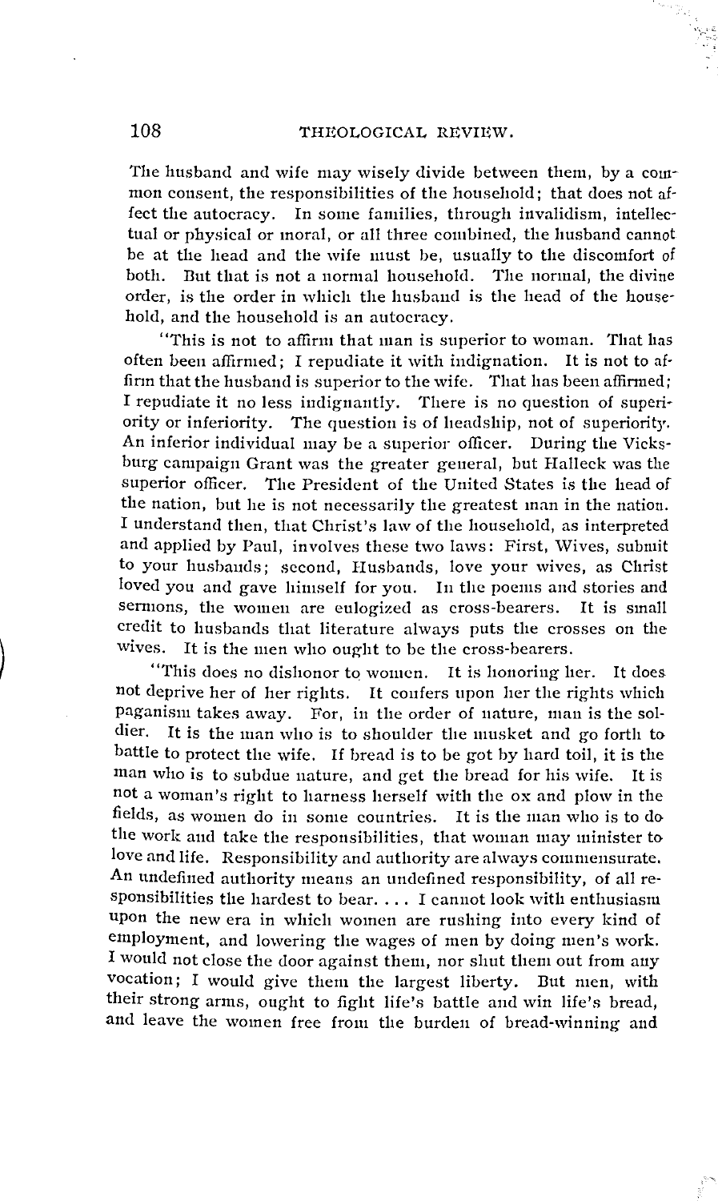The husband and wife may wisely divide between them, by a common consent, the responsibilities of the household; that does not affect the autocracy. In some families, through invalidism, intellectual or physical or moral, or all three combined, the husband cannot be at the head and the wife must be, usually to the discomfort of both. But that is not a normal household. The normal, the divine order, is the order in which the husband is the head of the household, and the household is an autocracy.

"This is not to affirm that man is superior to woman. That has often been affirmed; I repudiate it with indignation. It is not to affirm that the husband is superior to the wife. That has been affirmed; I repudiate it no less indignantly. There is no question of superiority or inferiority. The question is of headship, not of superiority. An inferior individual may be a superior officer. During the Vicksburg campaign Grant was the greater general, but Halleck was the superior officer. The President of the United States is the head of the nation, but he is not necessarily the greatest man in the nation. I understand then, that Christ's law of the household, as interpreted and applied by Paul, involves these two laws: First, Wives, submit to your husbands; second, Husbands, love your wives, as Christ loved you and gave himself for you. In the poems and stories and sermons, the women are eulogized as cross-bearers. It is small credit to husbands that literature always puts the crosses on the wives. It is the men who ought to be the cross-bearers.

"This does no dishonor to women. It is honoring her. It does not deprive her of her rights. It confers upon her the rights which paganism takes away. For, in the order of nature, man is the soldier. It is the man who is to shoulder the musket and go forth to battle to protect the wife. If bread is to be got by hard toil, it is the man who is to subdue nature, and get the bread for his wife. It is not a woman's right to harness herself with the ox and plow in the fields, as women do in some countries. It is the man who is to do the work and take the responsibilities, that woman may minister to love and life. Responsibility and authority are always commensurate. An undefined authority means an undefined responsibility, of all responsibilities the hardest to bear. . . . I cannot look with enthusiasm upon the new era in which women are rushing into every kind of employment, and lowering the wages of men by doing men's work. I would not close the door against them, nor shut them out from any vocation; I would give them the largest liberty. But men, with their strong arms, ought to fight life's battle and win life's bread, and leave the women free from the burden of bread-winning and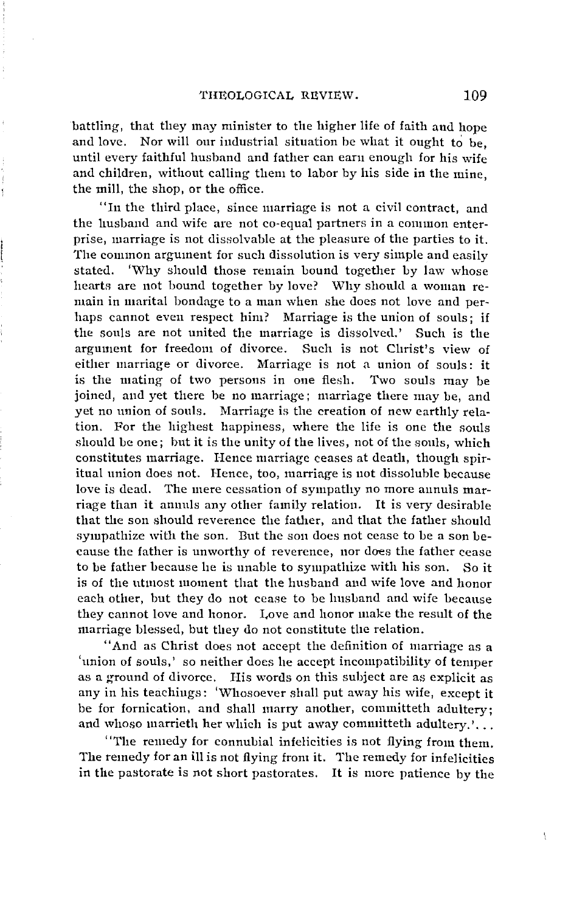battling, that they may minister to the higher life of faith and hope and love. Nor will our industrial situation be what it ought to be, until every faithful husband and father can earn enough for his wife and children, without calling them to labor by his side in the mine, the mill, the shop, or the office.

"In the third place, since marriage is not a civil contract, and the husband and wife are not co-equal partners in a common enterprise, marriage is not dissolvable at the pleasure of the parties to it. The common argument for such dissolution is very simple and easily stated. 'Why should those remain bound together by law whose hearts are not bound together by love? Why should a woman remain in marital bondage to a man when she does not love and perhaps cannot even respect him? Marriage is the union of souls; if the souls are not united the marriage is dissolved.' Such is the argument for freedom of divorce. Such is not Christ's view of either marriage or divorce. Marriage is not a union of souls: it is the mating of two persons in one flesh. Two souls may be joined, and yet there be no marriage; marriage there may be, and yet no union of souls. Marriage is the creation of new earthly relation. For the highest happiness, where the life is one the souls should be one; but it is the unity of the lives, not of the souls, which constitutes marriage. Hence marriage ceases at death, though spiritual union does not. Hence, too, marriage is not dissoluble because love is dead. The mere cessation of sympathy no more annuls marriage than it annuls any other family relation. It is very desirable that the son should reverence the father, and that the father should sympathize with the son. But the son does not cease to be a son because the father is unworthy of reverence, nor does the father cease to be father because he is unable to sympathize with his son. So it is of the utmost moment that the husband and wife love and honor each other, but they do not cease to be husband and wife because they cannot love and honor. Love and honor make the result of the marriage blessed, but they do not constitute the relation.

"And as Christ does not accept the definition of marriage as a 'union of souls,' so neither does he accept incompatibility of temper as a ground of divorce. His words on this subject are as explicit as any in his teachings: 'Whosoever shall put away his wife, except it be for fornication, and shall marry another, committeth adultery; and whoso marrieth her which is put away committeth adultery.'...

"The remedy for connubial infelicities is not flying from them. The remedy for an ill is not flying from it. The remedy for infelicities in the pastorate is not short pastorates. It is more patience by the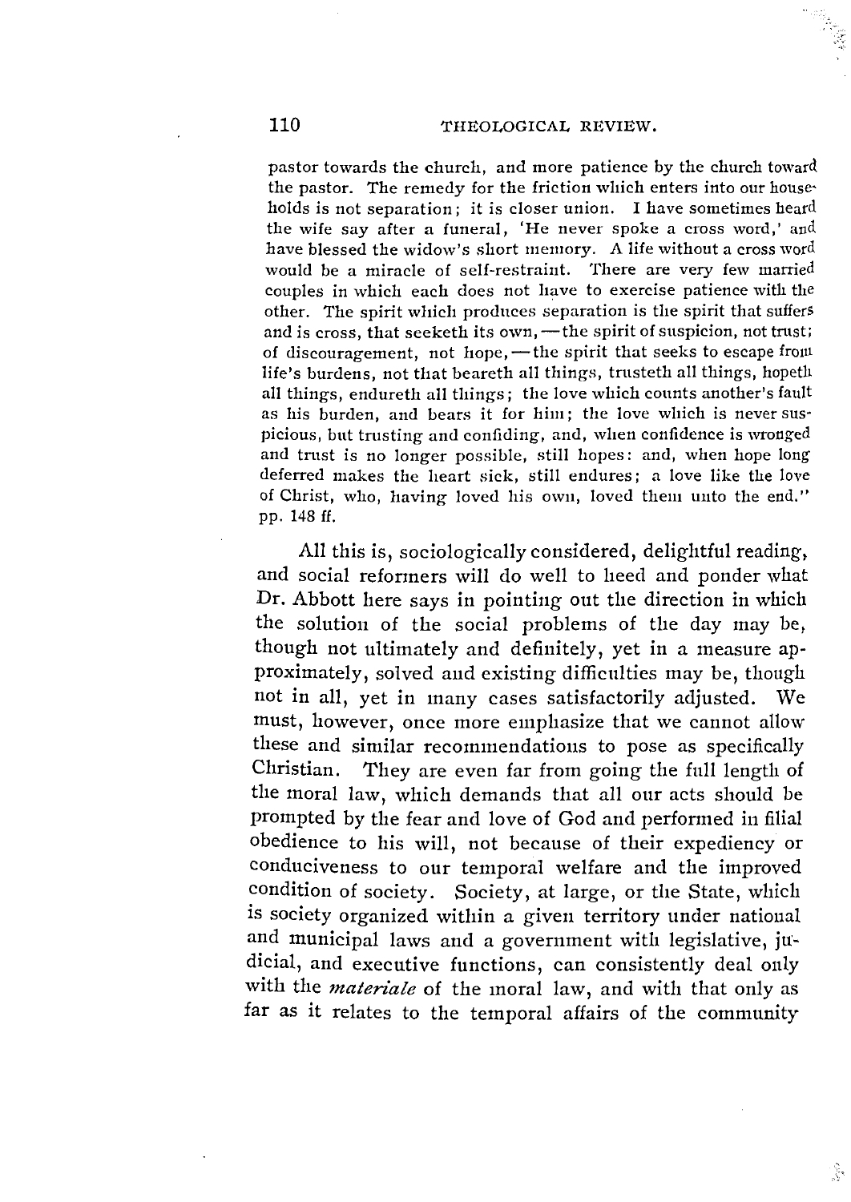pastor towards the church, and more patience by the church toward the pastor. The remedy for the friction which enters into our households is not separation; it is closer union. I have sometimes heard the wife say after a funeral, 'He never spoke a cross word,' and have blessed the widow's short memory. A life without a cross word would be a miracle of self-restraint. There are very few married couples in which each does not have to exercise patience with the other. The spirit which produces separation is the spirit that suffers and is cross, that seeketh its own,—the spirit of suspicion, not trust; of discouragement, not hope,—the spirit that seeks to escape from life's burdens, not that beareth all things, trusteth all things, hopeth all things, endureth all things; the love which counts another's fault as his burden, and bears it for him; the love which is never suspicious, but trusting and confiding, and, when confidence is wronged and trust is no longer possible, still hopes: and, when hope long deferred makes the heart sick, still endures; a love like the love of Christ, who, having loved his own, loved them unto the end." pp. 148 ff.

All this is, sociologically considered, delightful reading, and social reformers will do well to heed and ponder what Dr. Abbott here says in pointing out the direction in which the solution of the social problems of the day may be, though not ultimately and definitely, yet in a measure approximately, solved and existing difficulties may be, though not in all, yet in many cases satisfactorily adjusted. We must, however, once more emphasize that we cannot allow these and similar recommendations to pose as specifically Christian. They are even far from going the full length of the moral law, which demands that all our acts should be prompted by the fear and love of God and performed in filial obedience to his will, not because of their expediency or conduciveness to our temporal welfare and the improved condition of society. Society, at large, or the State, which is society organized within a given territory under national and municipal laws and a government with legislative, judicial, and executive functions, can consistently deal only with the *materiale* of the moral law, and with that only as far as it relates to the temporal affairs of the community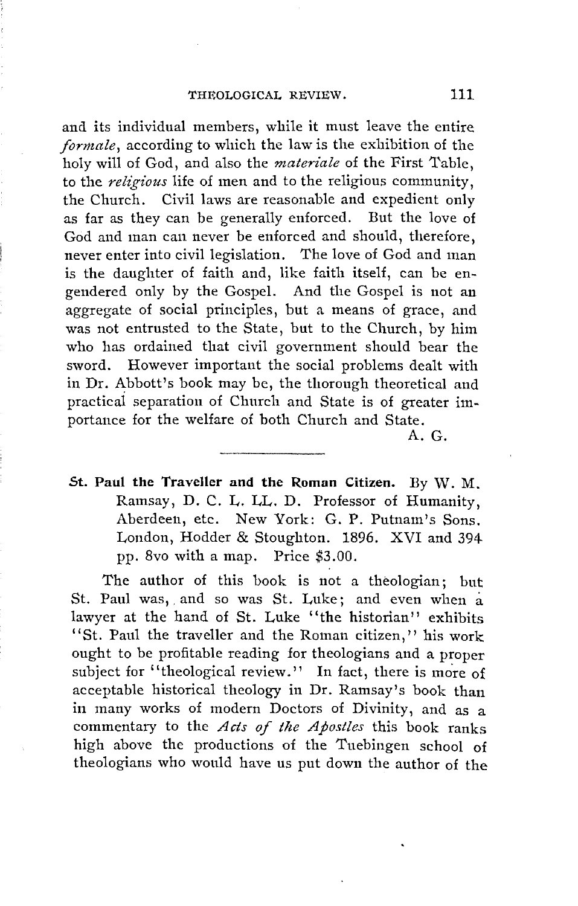and its individual members, while it must leave the entire *formale*, according to which the law is the exhibition of the holy will of God, and also the *materiale* of the First Table, to the *religious* life of men and to the religious community, the Church. Civil laws are reasonable and expedient only as far as they can be generally enforced. But the love of God and man can never be enforced and should, therefore, never enter into civil legislation. The love of God and man is the daughter of faith and, like faith itself, can be engendered only by the Gospel. And the Gospel is not an aggregate of social principles, but a means of grace, and was not entrusted to the State, but to the Church, by him who has ordained that civil government should bear the sword. However important the social problems dealt with in Dr. Abbott's book may be, the thorough theoretical and practical separation of Church and State is of greater importance for the welfare of both Church and State.

A. G.

---

**St. Paul the Traveller and the Roman Citizen.** By W. M. Ramsay, D. C. L. LL. D. Professor of Humanity, Aberdeen, etc. New York: G. P. Putnam's Sons. London, Hodder & Stoughton. 1896. XVI and 394 pp. 8vo with a map. Price $3.00.

The author of this book is not a theologian; but St. Paul was, and so was St. Luke; and even when a lawyer at the hand of St. Luke "the historian" exhibits "St. Paul the traveller and the Roman citizen," his work ought to be profitable reading for theologians and a proper subject for "theological review." In fact, there is more of acceptable historical theology in Dr. Ramsay's book than in many works of modern Doctors of Divinity, and as a commentary to the *Acts of the Apostles* this book ranks high above the productions of the Tuebingen school of theologians who would have us put down the author of the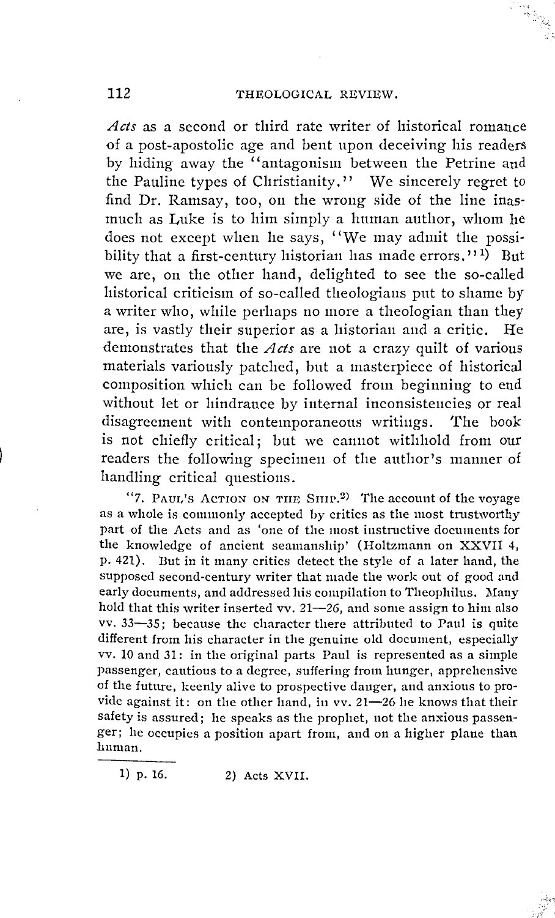*Acts* as a second or third rate writer of historical romance of a post-apostolic age and bent upon deceiving his readers by hiding away the "antagonism between the Petrine and the Pauline types of Christianity." We sincerely regret to find Dr. Ramsay, too, on the wrong side of the line inasmuch as Luke is to him simply a human author, whom he does not except when he says, "We may admit the possibility that a first-century historian has made errors."[1] But we are, on the other hand, delighted to see the so-called historical criticism of so-called theologians put to shame by a writer who, while perhaps no more a theologian than they are, is vastly their superior as a historian and a critic. He demonstrates that the *Acts* are not a crazy quilt of various materials variously patched, but a masterpiece of historical composition which can be followed from beginning to end without let or hindrance by internal inconsistencies or real disagreement with contemporaneous writings. The book is not chiefly critical; but we cannot withhold from our readers the following specimen of the author's manner of handling critical questions.

"7. Paul's Action on the Ship.[2] The account of the voyage as a whole is commonly accepted by critics as the most trustworthy part of the Acts and as 'one of the most instructive documents for the knowledge of ancient seamanship' (Holtzmann on XXVII 4, p. 421). But in it many critics detect the style of a later hand, the supposed second-century writer that made the work out of good and early documents, and addressed his compilation to Theophilus. Many hold that this writer inserted vv. 21—26, and some assign to him also vv. 33—35; because the character there attributed to Paul is quite different from his character in the genuine old document, especially vv. 10 and 31: in the original parts Paul is represented as a simple passenger, cautious to a degree, suffering from hunger, apprehensive of the future, keenly alive to prospective danger, and anxious to provide against it: on the other hand, in vv. 21—26 he knows that their safety is assured; he speaks as the prophet, not the anxious passenger; he occupies a position apart from, and on a higher plane than human.

1) p. 16. 2) Acts XVII.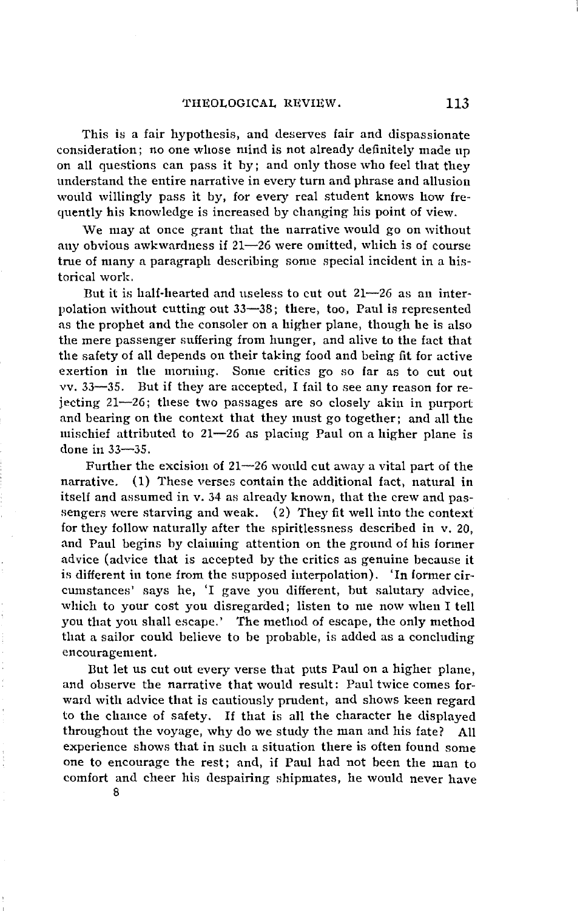This is a fair hypothesis, and deserves fair and dispassionate consideration; no one whose mind is not already definitely made up on all questions can pass it by; and only those who feel that they understand the entire narrative in every turn and phrase and allusion would willingly pass it by, for every real student knows how frequently his knowledge is increased by changing his point of view.

We may at once grant that the narrative would go on without any obvious awkwardness if 21—26 were omitted, which is of course true of many a paragraph describing some special incident in a historical work.

But it is half-hearted and useless to cut out 21—26 as an interpolation without cutting out 33—38; there, too, Paul is represented as the prophet and the consoler on a higher plane, though he is also the mere passenger suffering from hunger, and alive to the fact that the safety of all depends on their taking food and being fit for active exertion in the morning. Some critics go so far as to cut out vv. 33—35. But if they are accepted, I fail to see any reason for rejecting 21—26; these two passages are so closely akin in purport and bearing on the context that they must go together; and all the mischief attributed to 21—26 as placing Paul on a higher plane is done in 33—35.

Further the excision of 21—26 would cut away a vital part of the narrative. (1) These verses contain the additional fact, natural in itself and assumed in v. 34 as already known, that the crew and passengers were starving and weak. (2) They fit well into the context for they follow naturally after the spiritlessness described in v. 20, and Paul begins by claiming attention on the ground of his former advice (advice that is accepted by the critics as genuine because it is different in tone from the supposed interpolation). 'In former circumstances' says he, 'I gave you different, but salutary advice, which to your cost you disregarded; listen to me now when I tell you that you shall escape.' The method of escape, the only method that a sailor could believe to be probable, is added as a concluding encouragement.

But let us cut out every verse that puts Paul on a higher plane, and observe the narrative that would result: Paul twice comes forward with advice that is cautiously prudent, and shows keen regard to the chance of safety. If that is all the character he displayed throughout the voyage, why do we study the man and his fate? All experience shows that in such a situation there is often found some one to encourage the rest; and, if Paul had not been the man to comfort and cheer his despairing shipmates, he would never have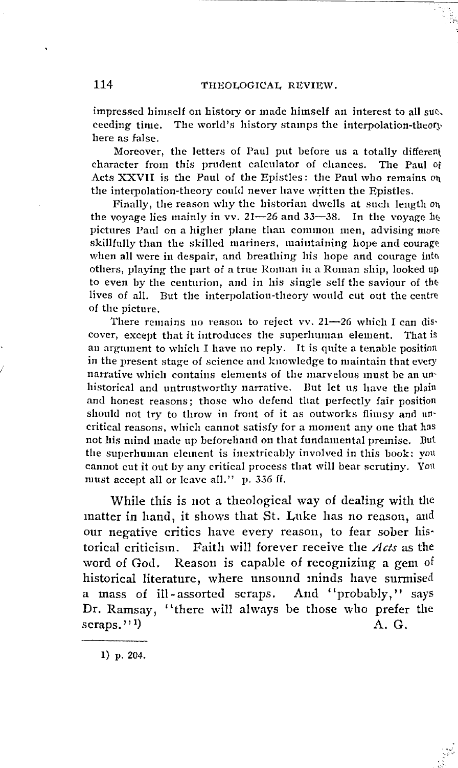impressed himself on history or made himself an interest to all succeeding time. The world's history stamps the interpolation-theory here as false.

Moreover, the letters of Paul put before us a totally different character from this prudent calculator of chances. The Paul of Acts XXVII is the Paul of the Epistles: the Paul who remains on the interpolation-theory could never have written the Epistles.

Finally, the reason why the historian dwells at such length on the voyage lies mainly in vv. 21—26 and 33—38. In the voyage he pictures Paul on a higher plane than common men, advising more skillfully than the skilled mariners, maintaining hope and courage when all were in despair, and breathing his hope and courage into others, playing the part of a true Roman in a Roman ship, looked up to even by the centurion, and in his single self the saviour of the lives of all. But the interpolation-theory would cut out the centre of the picture.

There remains no reason to reject vv. 21—26 which I can discover, except that it introduces the superhuman element. That is an argument to which I have no reply. It is quite a tenable position in the present stage of science and knowledge to maintain that every narrative which contains elements of the marvelous must be an unhistorical and untrustworthy narrative. But let us have the plain and honest reasons; those who defend that perfectly fair position should not try to throw in front of it as outworks flimsy and uncritical reasons, which cannot satisfy for a moment any one that has not his mind made up beforehand on that fundamental premise. But the superhuman element is inextricably involved in this book: you cannot cut it out by any critical process that will bear scrutiny. You must accept all or leave all." p. 336 ff.

While this is not a theological way of dealing with the matter in hand, it shows that St. Luke has no reason, and our negative critics have every reason, to fear sober historical criticism. Faith will forever receive the *Acts* as the word of God. Reason is capable of recognizing a gem of historical literature, where unsound minds have surmised a mass of ill-assorted scraps. And "probably," says Dr. Ramsay, "there will always be those who prefer the scraps."[1]

A. G.

---

1) p. 204.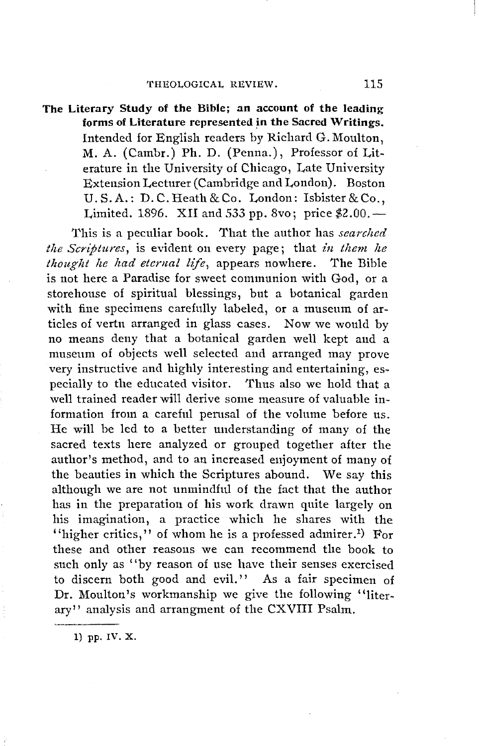**The Literary Study of the Bible; an account of the leading forms of Literature represented in the Sacred Writings.** Intended for English readers by Richard G. Moulton, M. A. (Cambr.) Ph. D. (Penna.), Professor of Literature in the University of Chicago, Late University Extension Lecturer (Cambridge and London). Boston U. S. A.: D. C. Heath & Co. London: Isbister & Co., Limited. 1896. XII and 533 pp. 8vo; price $2.00.—

This is a peculiar book. That the author has *searched the Scriptures*, is evident on every page; that *in them he thought he had eternal life*, appears nowhere. The Bible is not here a Paradise for sweet communion with God, or a storehouse of spiritual blessings, but a botanical garden with fine specimens carefully labeled, or a museum of articles of vertu arranged in glass cases. Now we would by no means deny that a botanical garden well kept and a museum of objects well selected and arranged may prove very instructive and highly interesting and entertaining, especially to the educated visitor. Thus also we hold that a well trained reader will derive some measure of valuable information from a careful perusal of the volume before us. He will be led to a better understanding of many of the sacred texts here analyzed or grouped together after the author's method, and to an increased enjoyment of many of the beauties in which the Scriptures abound. We say this although we are not unmindful of the fact that the author has in the preparation of his work drawn quite largely on his imagination, a practice which he shares with the "higher critics," of whom he is a professed admirer.[1] For these and other reasons we can recommend the book to such only as "by reason of use have their senses exercised to discern both good and evil." As a fair specimen of Dr. Moulton's workmanship we give the following "literary" analysis and arrangment of the CXVIII Psalm.

---

1) pp. IV. X.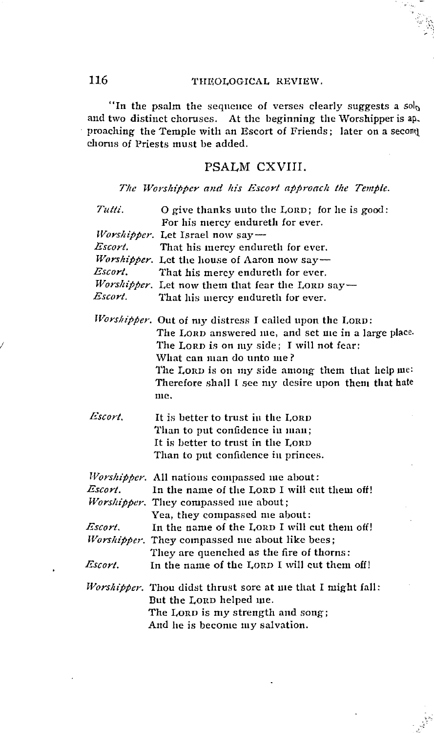"In the psalm the sequence of verses clearly suggests a solo and two distinct choruses. At the beginning the Worshipper is approaching the Temple with an Escort of Friends; later on a second chorus of Priests must be added.

## PSALM CXVIII.

*The Worshipper and his Escort approach the Temple.*

*Tutti.* O give thanks unto the LORD; for he is good:
For his mercy endureth for ever.

*Worshipper.* Let Israel now say—

*Escort.* That his mercy endureth for ever.

*Worshipper.* Let the house of Aaron now say—

*Escort.* That his mercy endureth for ever.

*Worshipper.* Let now them that fear the LORD say—

*Escort.* That his mercy endureth for ever.

*Worshipper.* Out of my distress I called upon the LORD:
The LORD answered me, and set me in a large place.
The LORD is on my side; I will not fear:
What can man do unto me?
The LORD is on my side among them that help me:
Therefore shall I see my desire upon them that hate me.

*Escort.* It is better to trust in the LORD
Than to put confidence in man;
It is better to trust in the LORD
Than to put confidence in princes.

*Worshipper.* All nations compassed me about:

*Escort.* In the name of the LORD I will cut them off!

*Worshipper.* They compassed me about;
Yea, they compassed me about:

*Escort.* In the name of the LORD I will cut them off!

*Worshipper.* They compassed me about like bees;
They are quenched as the fire of thorns:

*Escort.* In the name of the LORD I will cut them off!

*Worshipper.* Thou didst thrust sore at me that I might fall:
But the LORD helped me.
The LORD is my strength and song;
And he is become my salvation.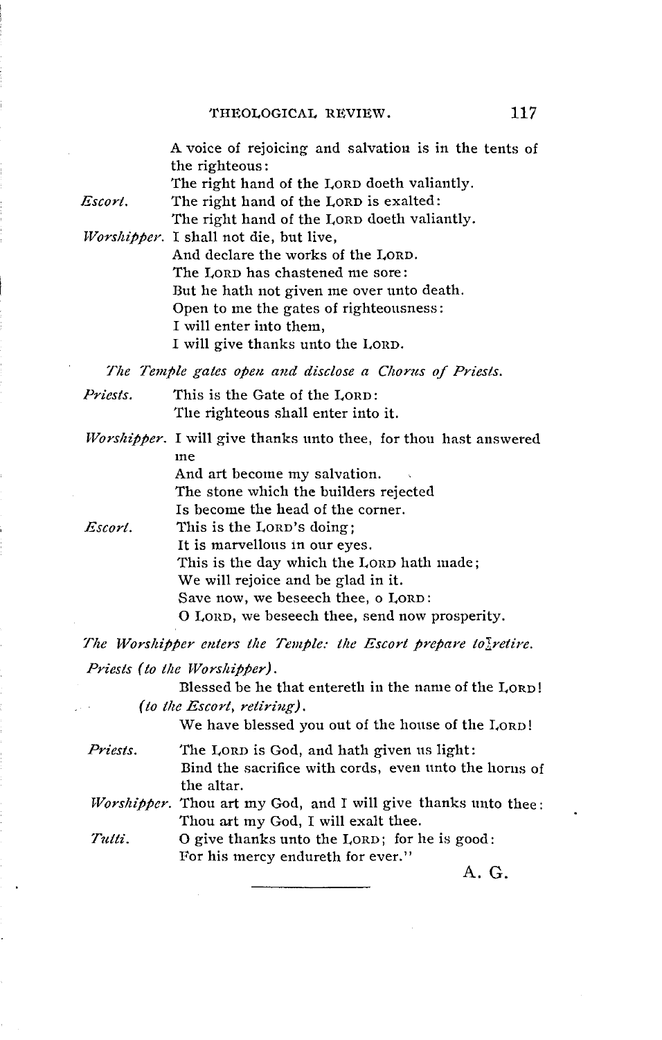A voice of rejoicing and salvation is in the tents of the righteous:
The right hand of the LORD doeth valiantly.

*Escort.* The right hand of the LORD is exalted:
The right hand of the LORD doeth valiantly.

*Worshipper.* I shall not die, but live,
And declare the works of the LORD.
The LORD has chastened me sore:
But he hath not given me over unto death.
Open to me the gates of righteousness:
I will enter into them,
I will give thanks unto the LORD.

*The Temple gates open and disclose a Chorus of Priests.*

*Priests.* This is the Gate of the LORD:
The righteous shall enter into it.

*Worshipper.* I will give thanks unto thee, for thou hast answered me
And art become my salvation.
The stone which the builders rejected
Is become the head of the corner.

*Escort.* This is the LORD's doing;
It is marvellous in our eyes.
This is the day which the LORD hath made;
We will rejoice and be glad in it.
Save now, we beseech thee, o LORD:
O LORD, we beseech thee, send now prosperity.

*The Worshipper enters the Temple: the Escort prepare to retire.*

*Priests (to the Worshipper).*
Blessed be he that entereth in the name of the LORD!

*(to the Escort, retiring).*
We have blessed you out of the house of the LORD!

*Priests.* The LORD is God, and hath given us light:
Bind the sacrifice with cords, even unto the horns of the altar.

*Worshipper.* Thou art my God, and I will give thanks unto thee:
Thou art my God, I will exalt thee.

*Tutti.* O give thanks unto the LORD; for he is good:
For his mercy endureth for ever."

A. G.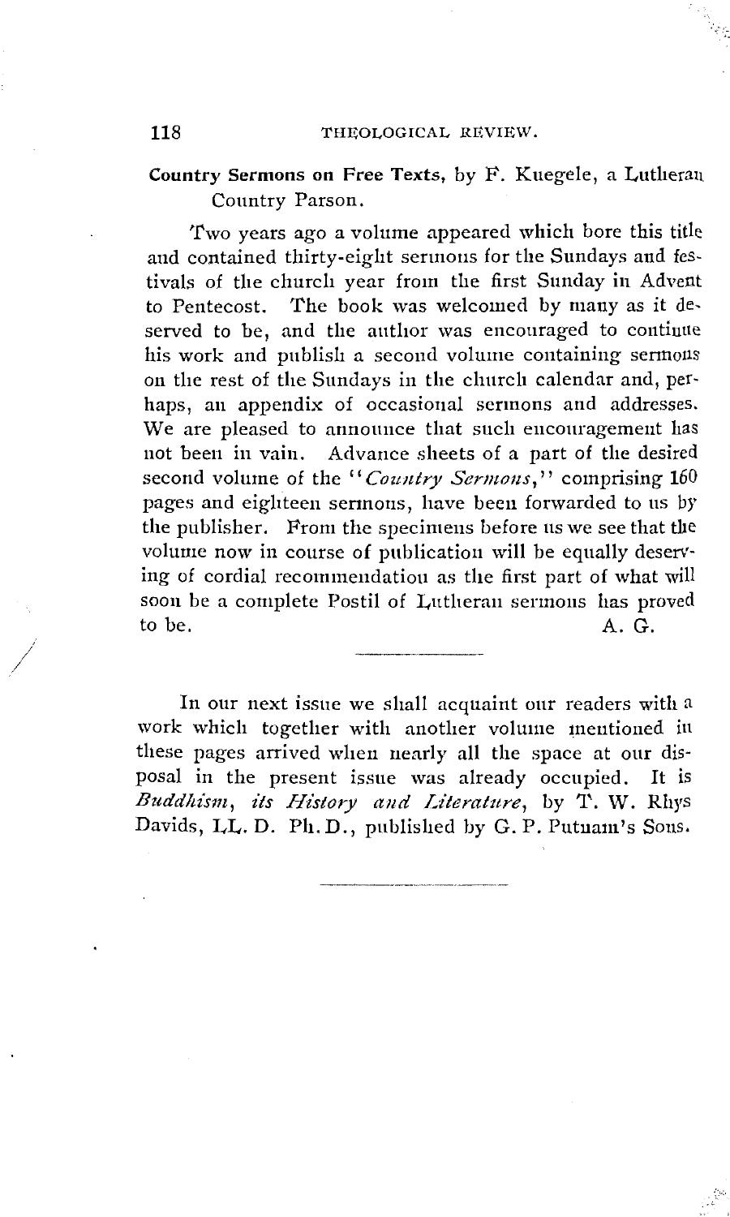**Country Sermons on Free Texts**, by F. Kuegele, a Lutheran Country Parson.

Two years ago a volume appeared which bore this title and contained thirty-eight sermons for the Sundays and festivals of the church year from the first Sunday in Advent to Pentecost. The book was welcomed by many as it deserved to be, and the author was encouraged to continue his work and publish a second volume containing sermons on the rest of the Sundays in the church calendar and, perhaps, an appendix of occasional sermons and addresses. We are pleased to announce that such encouragement has not been in vain. Advance sheets of a part of the desired second volume of the "*Country Sermons*," comprising 160 pages and eighteen sermons, have been forwarded to us by the publisher. From the specimens before us we see that the volume now in course of publication will be equally deserving of cordial recommendation as the first part of what will soon be a complete Postil of Lutheran sermons has proved to be. A. G.

---

In our next issue we shall acquaint our readers with a work which together with another volume mentioned in these pages arrived when nearly all the space at our disposal in the present issue was already occupied. It is *Buddhism, its History and Literature*, by T. W. Rhys Davids, LL. D. Ph. D., published by G. P. Putnam's Sons.